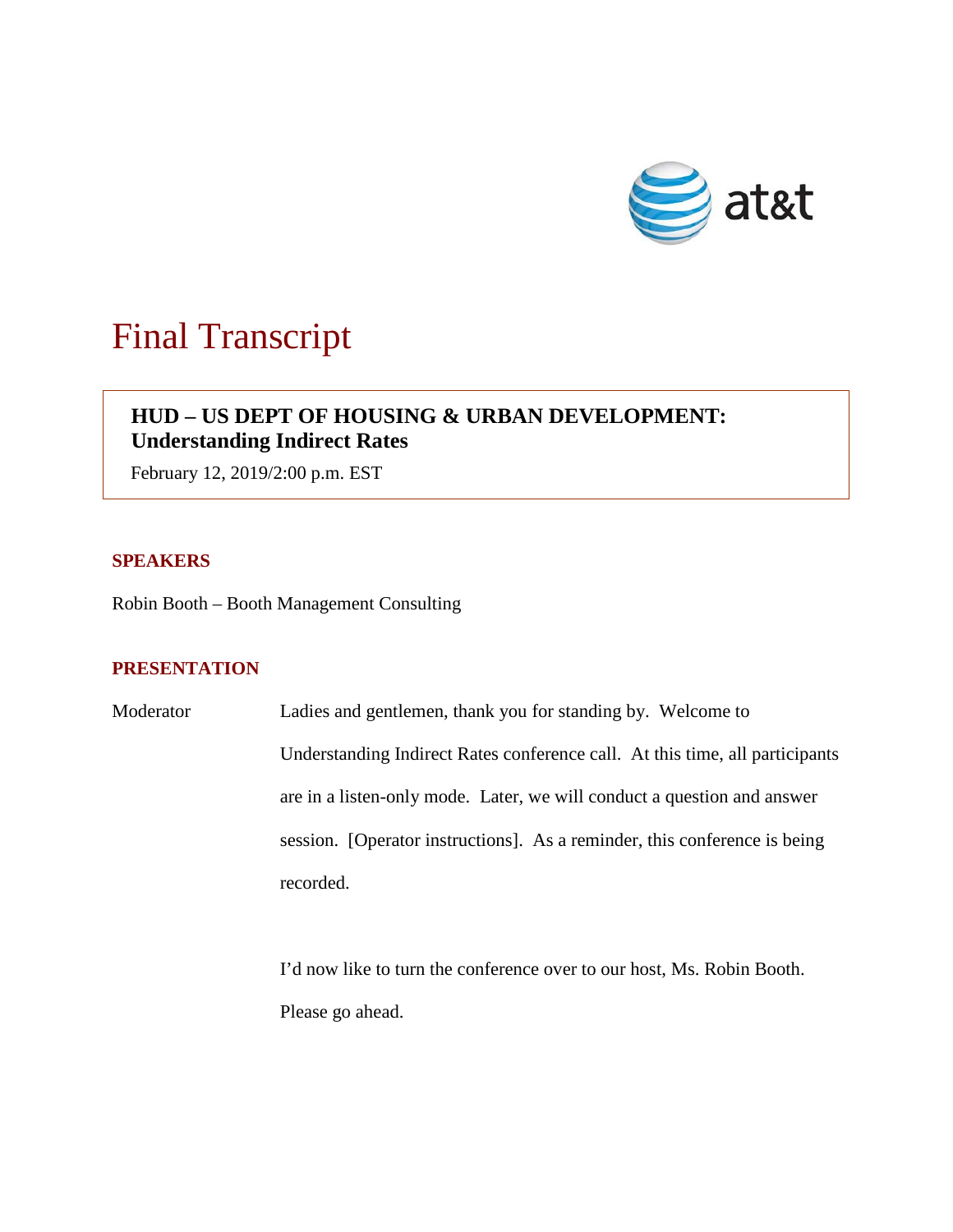# Final Transcript

**HUD – US DEPT OF HOUSING & URBAN DEVELOPMENT: Understanding Indirect Rates**

February 12, 2019/2:00 p.m. EST

## SPEAKERS

Robin Booth – Booth Management Consulting

## PRESENTATION

Moderator: Ladies and gentlemen, thank you for standing by. Welcome to Understanding Indirect Rates conference call. At this time, all participants are in a listen-only mode. Later, we will conduct a question and answer session. [Operator instructions]. As a reminder, this conference is being recorded.

I'd now like to turn the conference over to our host, Ms. Robin Booth. Please go ahead.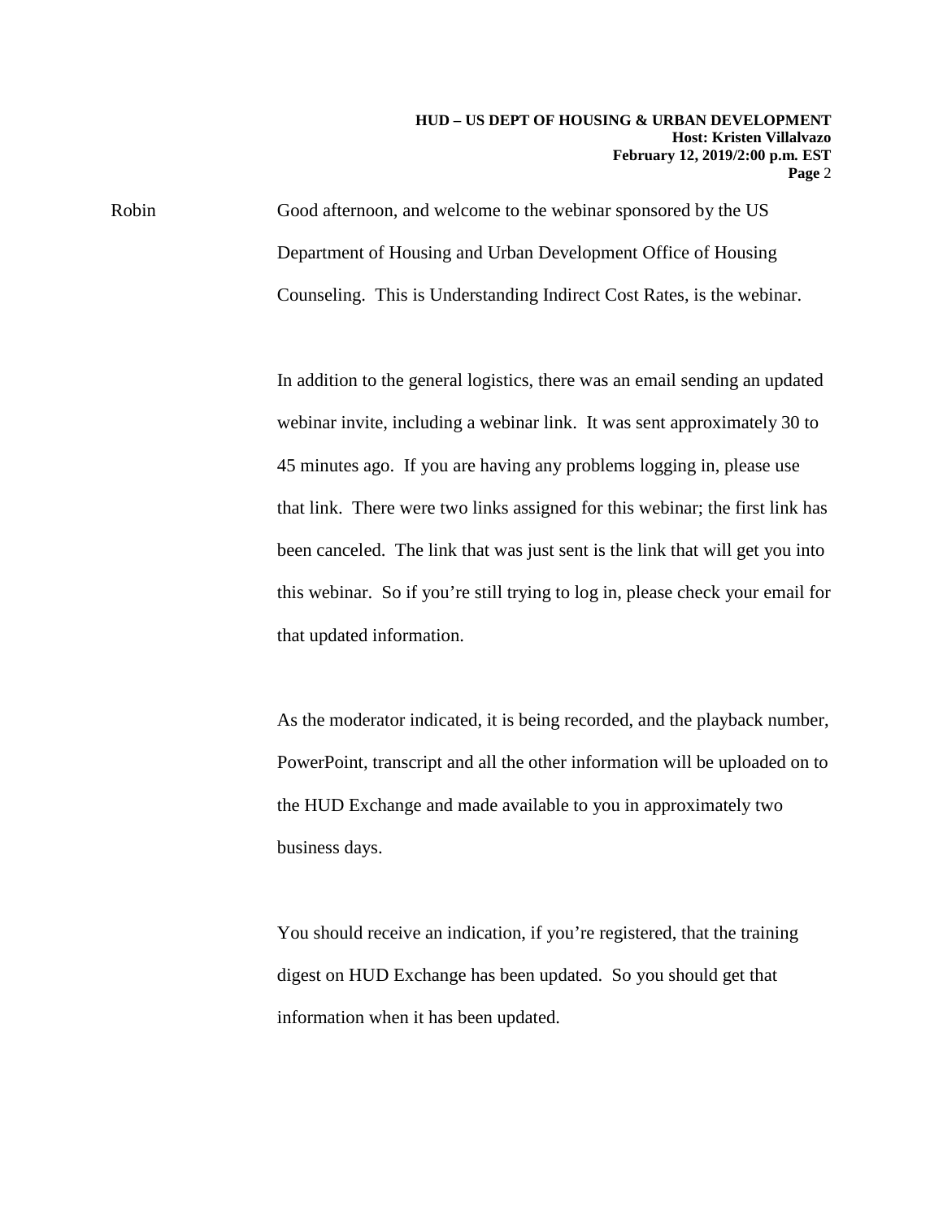Robin Good afternoon, and welcome to the webinar sponsored by the US Department of Housing and Urban Development Office of Housing Counseling. This is Understanding Indirect Cost Rates, is the webinar.

In addition to the general logistics, there was an email sending an updated webinar invite, including a webinar link. It was sent approximately 30 to 45 minutes ago. If you are having any problems logging in, please use that link. There were two links assigned for this webinar; the first link has been canceled. The link that was just sent is the link that will get you into this webinar. So if you're still trying to log in, please check your email for that updated information.

As the moderator indicated, it is being recorded, and the playback number, PowerPoint, transcript and all the other information will be uploaded on to the HUD Exchange and made available to you in approximately two business days.

You should receive an indication, if you're registered, that the training digest on HUD Exchange has been updated. So you should get that information when it has been updated.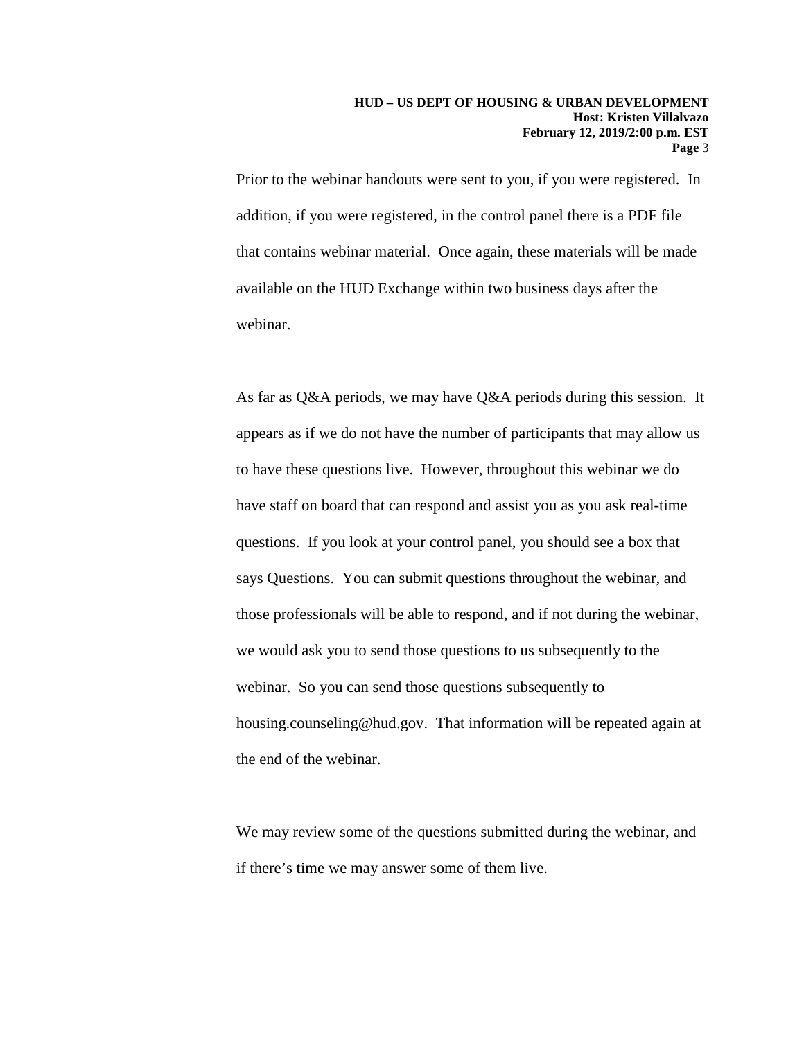Prior to the webinar handouts were sent to you, if you were registered. In addition, if you were registered, in the control panel there is a PDF file that contains webinar material. Once again, these materials will be made available on the HUD Exchange within two business days after the webinar.

As far as Q&A periods, we may have Q&A periods during this session. It appears as if we do not have the number of participants that may allow us to have these questions live. However, throughout this webinar we do have staff on board that can respond and assist you as you ask real-time questions. If you look at your control panel, you should see a box that says Questions. You can submit questions throughout the webinar, and those professionals will be able to respond, and if not during the webinar, we would ask you to send those questions to us subsequently to the webinar. So you can send those questions subsequently to housing.counseling@hud.gov. That information will be repeated again at the end of the webinar.

We may review some of the questions submitted during the webinar, and if there's time we may answer some of them live.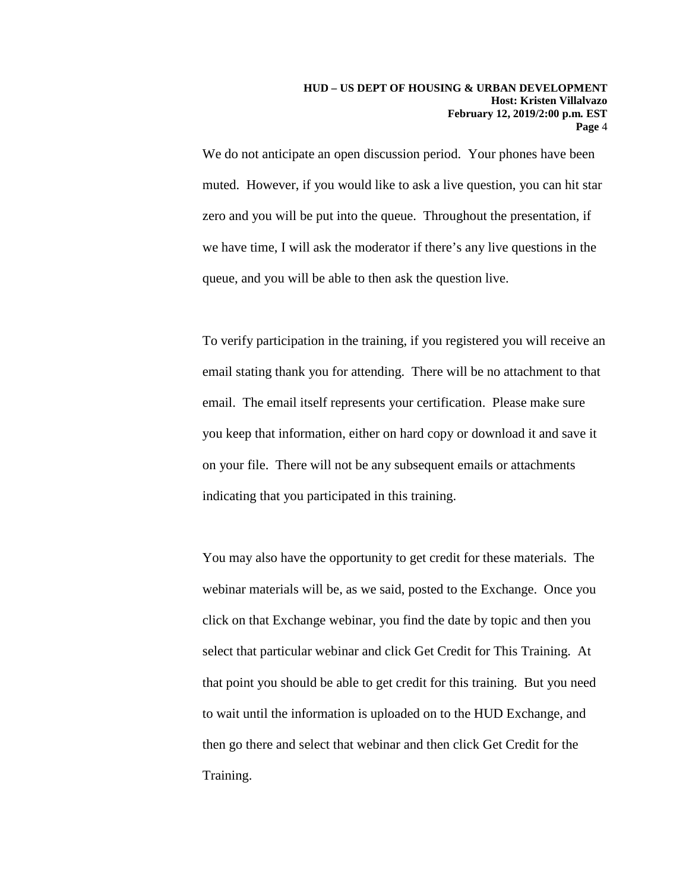We do not anticipate an open discussion period. Your phones have been muted. However, if you would like to ask a live question, you can hit star zero and you will be put into the queue. Throughout the presentation, if we have time, I will ask the moderator if there's any live questions in the queue, and you will be able to then ask the question live.

To verify participation in the training, if you registered you will receive an email stating thank you for attending. There will be no attachment to that email. The email itself represents your certification. Please make sure you keep that information, either on hard copy or download it and save it on your file. There will not be any subsequent emails or attachments indicating that you participated in this training.

You may also have the opportunity to get credit for these materials. The webinar materials will be, as we said, posted to the Exchange. Once you click on that Exchange webinar, you find the date by topic and then you select that particular webinar and click Get Credit for This Training. At that point you should be able to get credit for this training. But you need to wait until the information is uploaded on to the HUD Exchange, and then go there and select that webinar and then click Get Credit for the Training.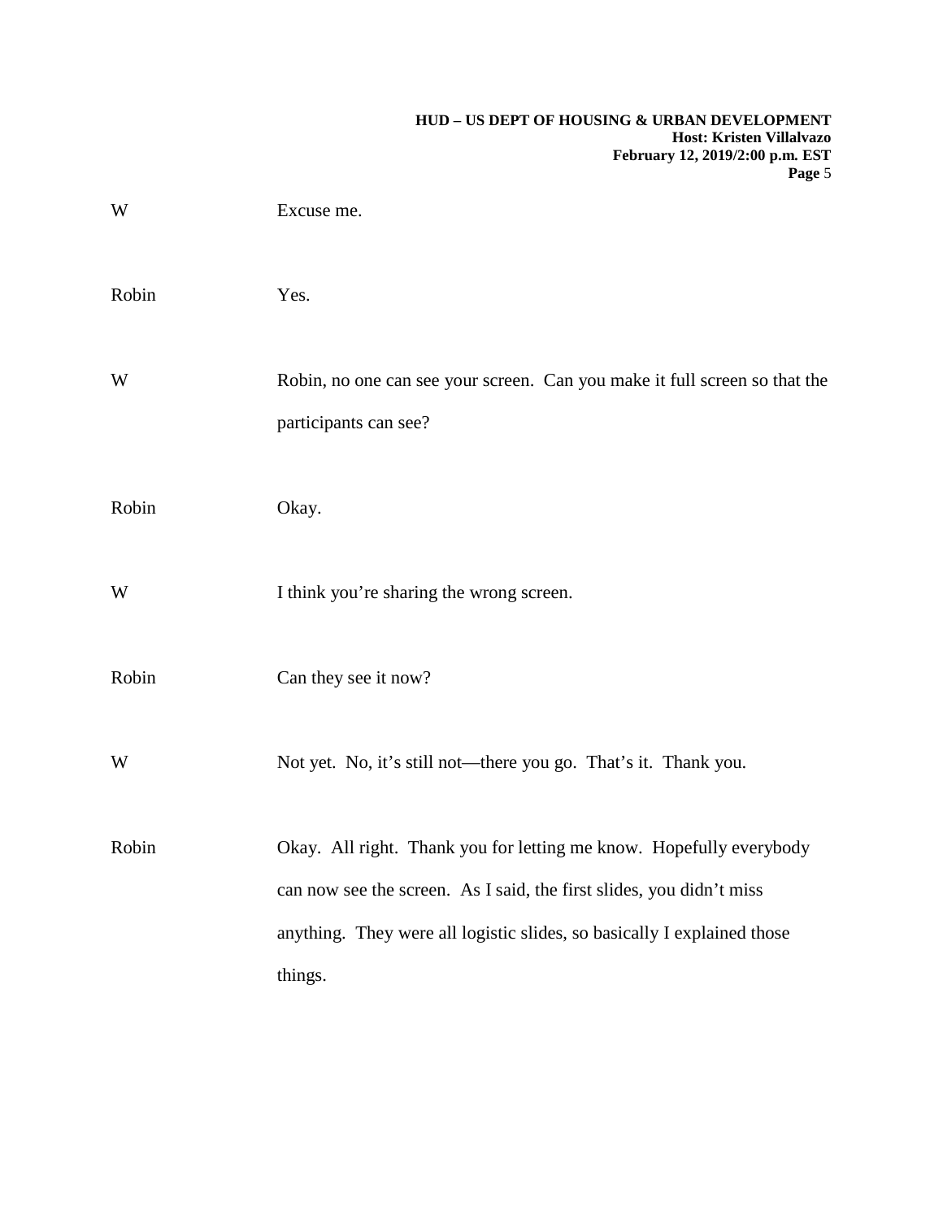W Excuse me.

Robin Yes.

W Robin, no one can see your screen. Can you make it full screen so that the participants can see?

Robin Okay.

W I think you're sharing the wrong screen.

Robin Can they see it now?

W Not yet. No, it's still not—there you go. That's it. Thank you.

Robin Okay. All right. Thank you for letting me know. Hopefully everybody can now see the screen. As I said, the first slides, you didn't miss anything. They were all logistic slides, so basically I explained those things.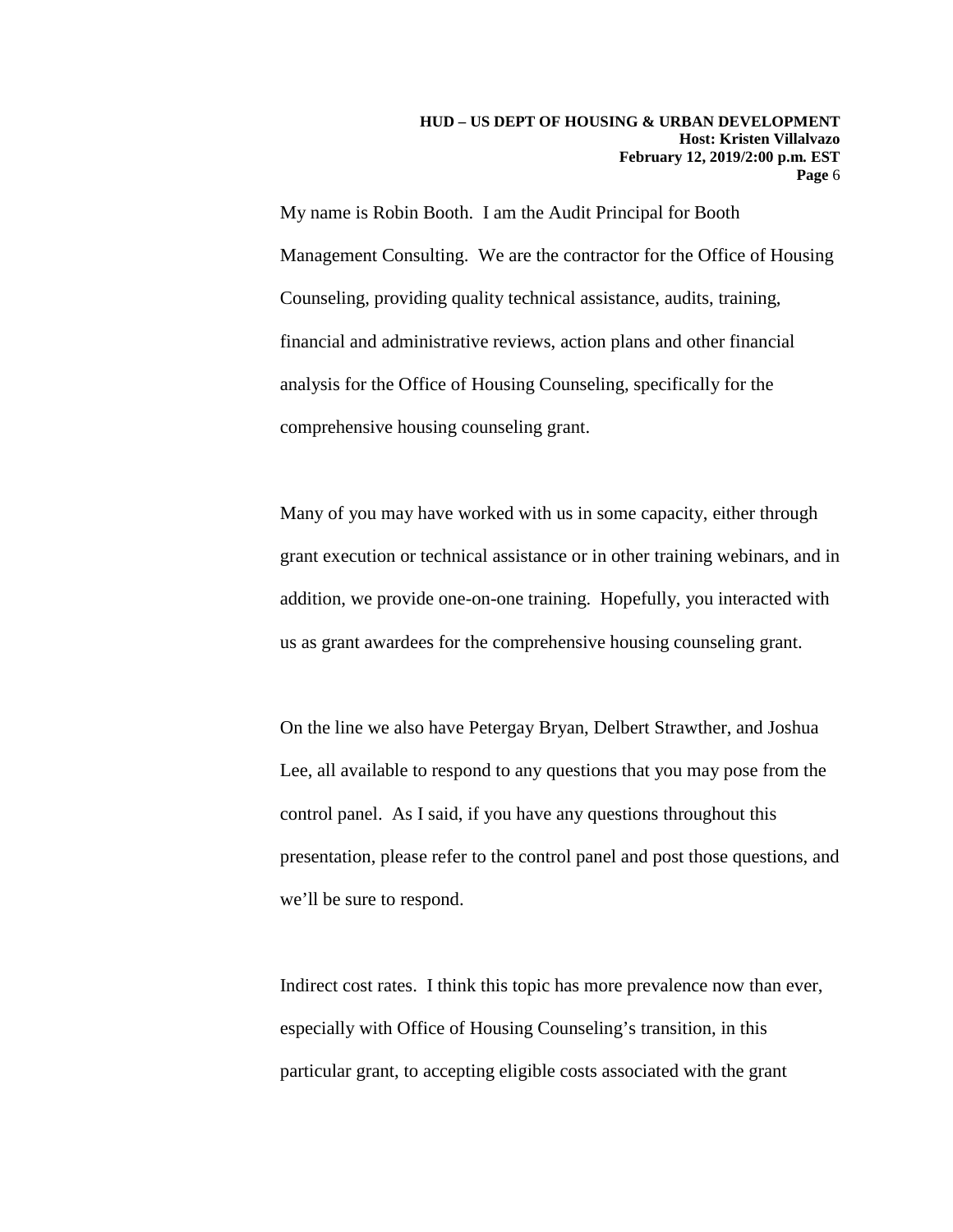My name is Robin Booth. I am the Audit Principal for Booth Management Consulting. We are the contractor for the Office of Housing Counseling, providing quality technical assistance, audits, training, financial and administrative reviews, action plans and other financial analysis for the Office of Housing Counseling, specifically for the comprehensive housing counseling grant.

Many of you may have worked with us in some capacity, either through grant execution or technical assistance or in other training webinars, and in addition, we provide one-on-one training. Hopefully, you interacted with us as grant awardees for the comprehensive housing counseling grant.

On the line we also have Petergay Bryan, Delbert Strawther, and Joshua Lee, all available to respond to any questions that you may pose from the control panel. As I said, if you have any questions throughout this presentation, please refer to the control panel and post those questions, and we'll be sure to respond.

Indirect cost rates. I think this topic has more prevalence now than ever, especially with Office of Housing Counseling's transition, in this particular grant, to accepting eligible costs associated with the grant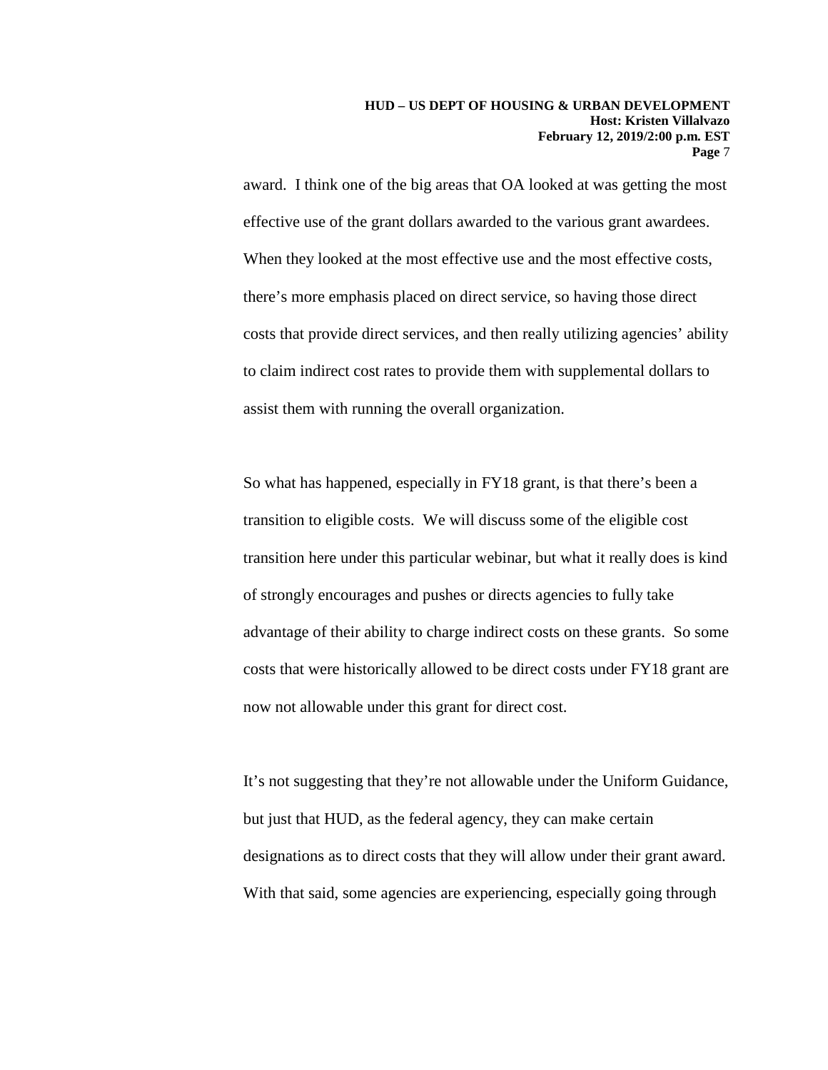award. I think one of the big areas that OA looked at was getting the most effective use of the grant dollars awarded to the various grant awardees. When they looked at the most effective use and the most effective costs, there's more emphasis placed on direct service, so having those direct costs that provide direct services, and then really utilizing agencies' ability to claim indirect cost rates to provide them with supplemental dollars to assist them with running the overall organization.

So what has happened, especially in FY18 grant, is that there's been a transition to eligible costs. We will discuss some of the eligible cost transition here under this particular webinar, but what it really does is kind of strongly encourages and pushes or directs agencies to fully take advantage of their ability to charge indirect costs on these grants. So some costs that were historically allowed to be direct costs under FY18 grant are now not allowable under this grant for direct cost.

It's not suggesting that they're not allowable under the Uniform Guidance, but just that HUD, as the federal agency, they can make certain designations as to direct costs that they will allow under their grant award. With that said, some agencies are experiencing, especially going through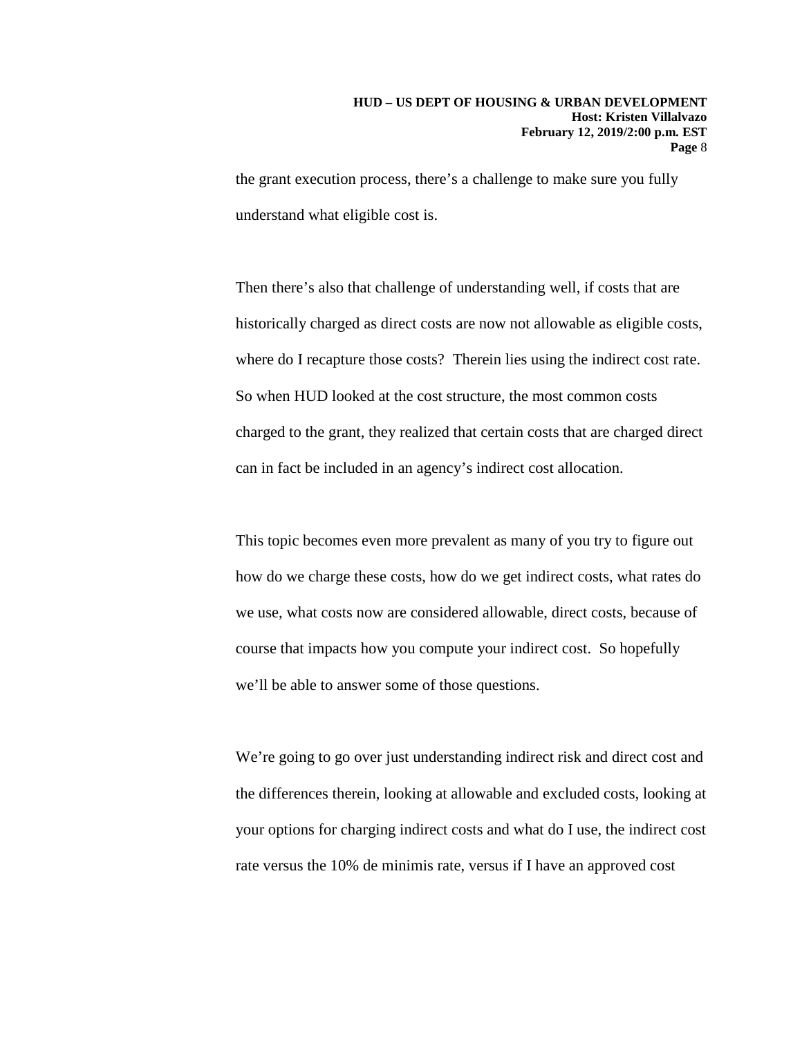the grant execution process, there's a challenge to make sure you fully understand what eligible cost is.

Then there's also that challenge of understanding well, if costs that are historically charged as direct costs are now not allowable as eligible costs, where do I recapture those costs? Therein lies using the indirect cost rate. So when HUD looked at the cost structure, the most common costs charged to the grant, they realized that certain costs that are charged direct can in fact be included in an agency's indirect cost allocation.

This topic becomes even more prevalent as many of you try to figure out how do we charge these costs, how do we get indirect costs, what rates do we use, what costs now are considered allowable, direct costs, because of course that impacts how you compute your indirect cost. So hopefully we'll be able to answer some of those questions.

We're going to go over just understanding indirect risk and direct cost and the differences therein, looking at allowable and excluded costs, looking at your options for charging indirect costs and what do I use, the indirect cost rate versus the 10% de minimis rate, versus if I have an approved cost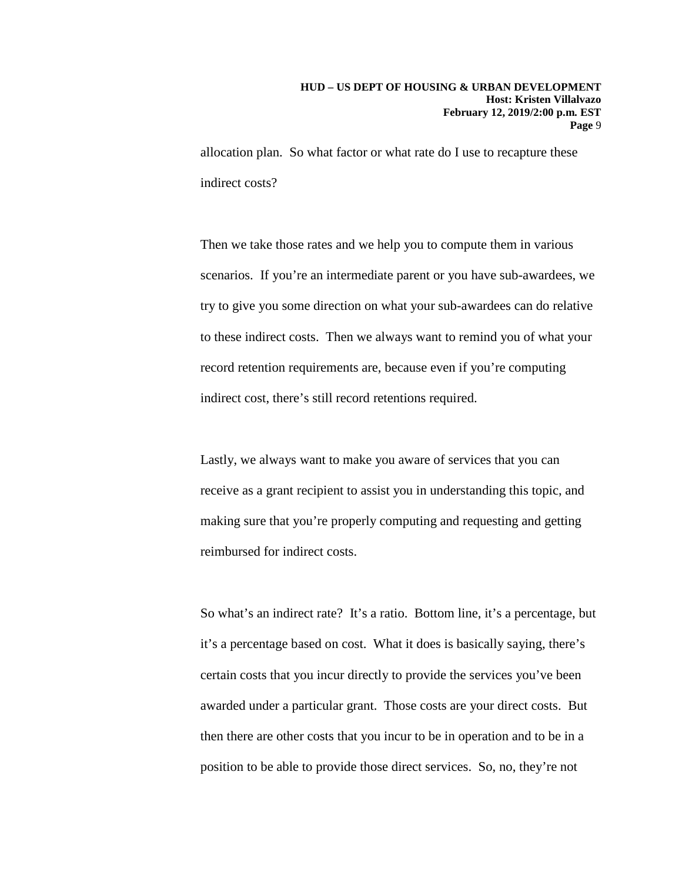allocation plan. So what factor or what rate do I use to recapture these indirect costs?

Then we take those rates and we help you to compute them in various scenarios. If you're an intermediate parent or you have sub-awardees, we try to give you some direction on what your sub-awardees can do relative to these indirect costs. Then we always want to remind you of what your record retention requirements are, because even if you're computing indirect cost, there's still record retentions required.

Lastly, we always want to make you aware of services that you can receive as a grant recipient to assist you in understanding this topic, and making sure that you're properly computing and requesting and getting reimbursed for indirect costs.

So what's an indirect rate? It's a ratio. Bottom line, it's a percentage, but it's a percentage based on cost. What it does is basically saying, there's certain costs that you incur directly to provide the services you've been awarded under a particular grant. Those costs are your direct costs. But then there are other costs that you incur to be in operation and to be in a position to be able to provide those direct services. So, no, they're not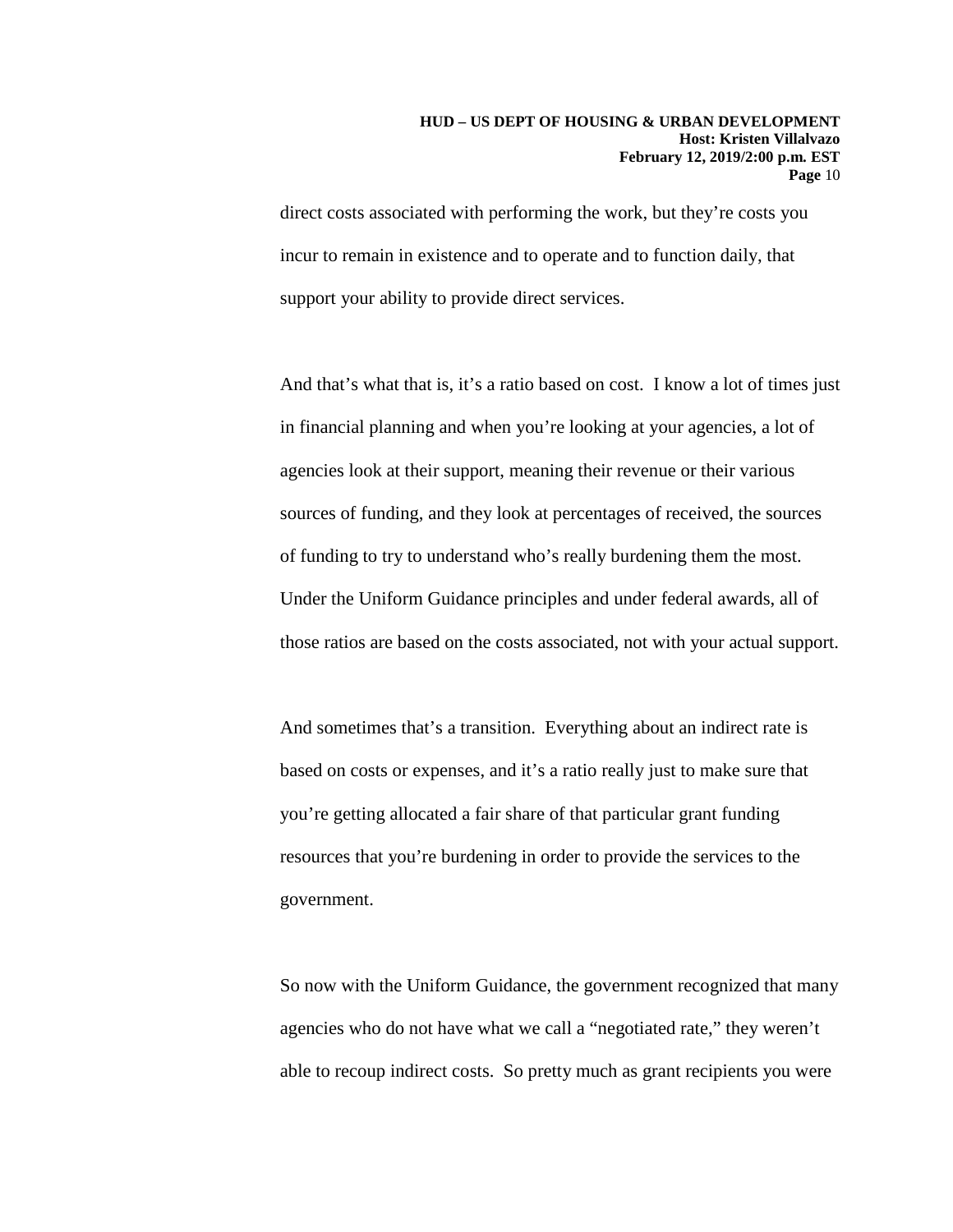direct costs associated with performing the work, but they're costs you incur to remain in existence and to operate and to function daily, that support your ability to provide direct services.

And that's what that is, it's a ratio based on cost. I know a lot of times just in financial planning and when you're looking at your agencies, a lot of agencies look at their support, meaning their revenue or their various sources of funding, and they look at percentages of received, the sources of funding to try to understand who's really burdening them the most. Under the Uniform Guidance principles and under federal awards, all of those ratios are based on the costs associated, not with your actual support.

And sometimes that's a transition. Everything about an indirect rate is based on costs or expenses, and it's a ratio really just to make sure that you're getting allocated a fair share of that particular grant funding resources that you're burdening in order to provide the services to the government.

So now with the Uniform Guidance, the government recognized that many agencies who do not have what we call a "negotiated rate," they weren't able to recoup indirect costs. So pretty much as grant recipients you were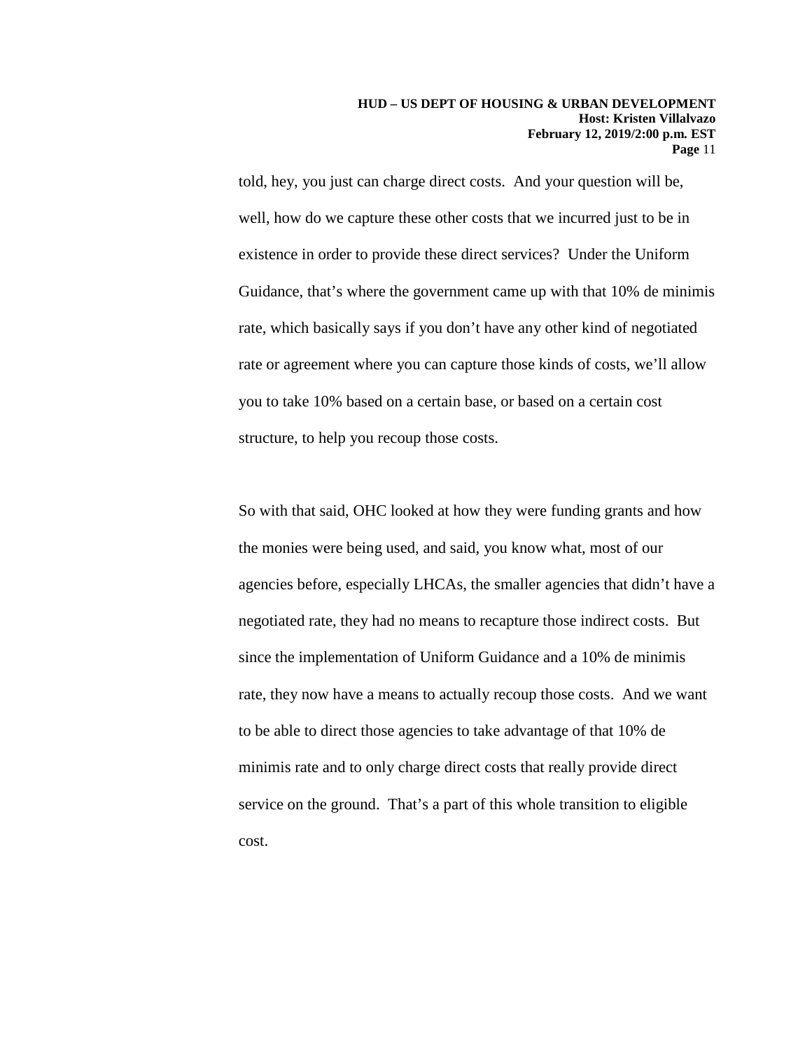told, hey, you just can charge direct costs. And your question will be, well, how do we capture these other costs that we incurred just to be in existence in order to provide these direct services? Under the Uniform Guidance, that's where the government came up with that 10% de minimis rate, which basically says if you don't have any other kind of negotiated rate or agreement where you can capture those kinds of costs, we'll allow you to take 10% based on a certain base, or based on a certain cost structure, to help you recoup those costs.

So with that said, OHC looked at how they were funding grants and how the monies were being used, and said, you know what, most of our agencies before, especially LHCAs, the smaller agencies that didn't have a negotiated rate, they had no means to recapture those indirect costs. But since the implementation of Uniform Guidance and a 10% de minimis rate, they now have a means to actually recoup those costs. And we want to be able to direct those agencies to take advantage of that 10% de minimis rate and to only charge direct costs that really provide direct service on the ground. That's a part of this whole transition to eligible cost.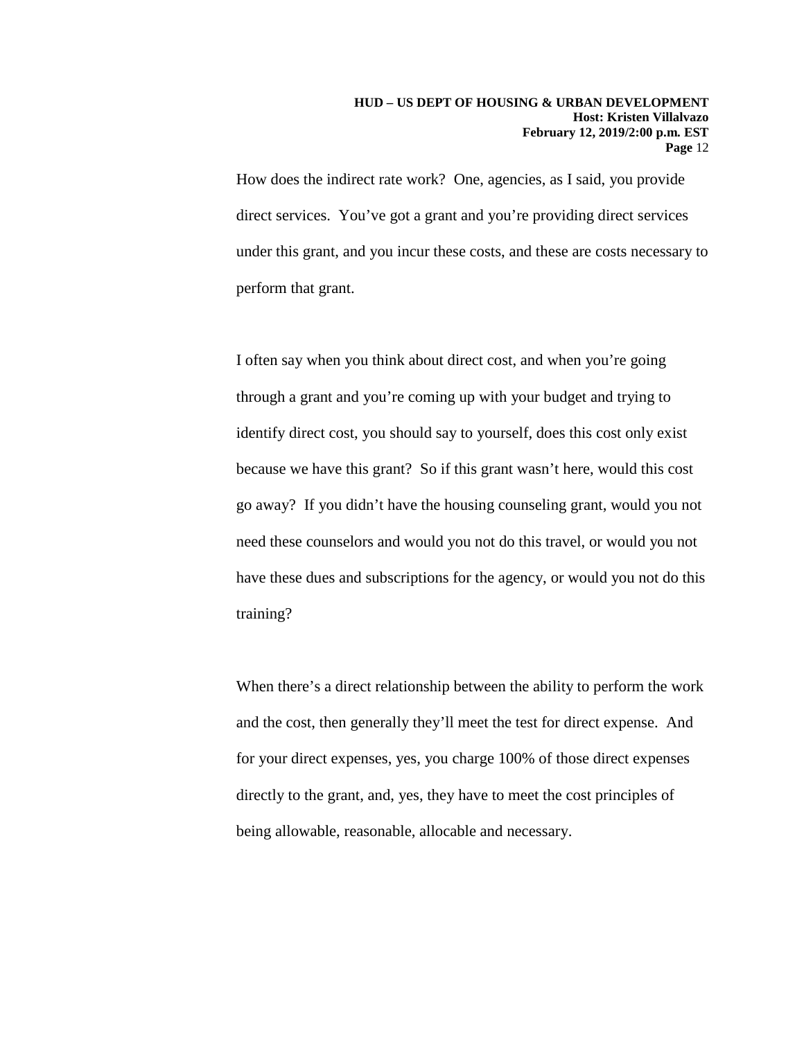How does the indirect rate work? One, agencies, as I said, you provide direct services. You've got a grant and you're providing direct services under this grant, and you incur these costs, and these are costs necessary to perform that grant.

I often say when you think about direct cost, and when you're going through a grant and you're coming up with your budget and trying to identify direct cost, you should say to yourself, does this cost only exist because we have this grant? So if this grant wasn't here, would this cost go away? If you didn't have the housing counseling grant, would you not need these counselors and would you not do this travel, or would you not have these dues and subscriptions for the agency, or would you not do this training?

When there's a direct relationship between the ability to perform the work and the cost, then generally they'll meet the test for direct expense. And for your direct expenses, yes, you charge 100% of those direct expenses directly to the grant, and, yes, they have to meet the cost principles of being allowable, reasonable, allocable and necessary.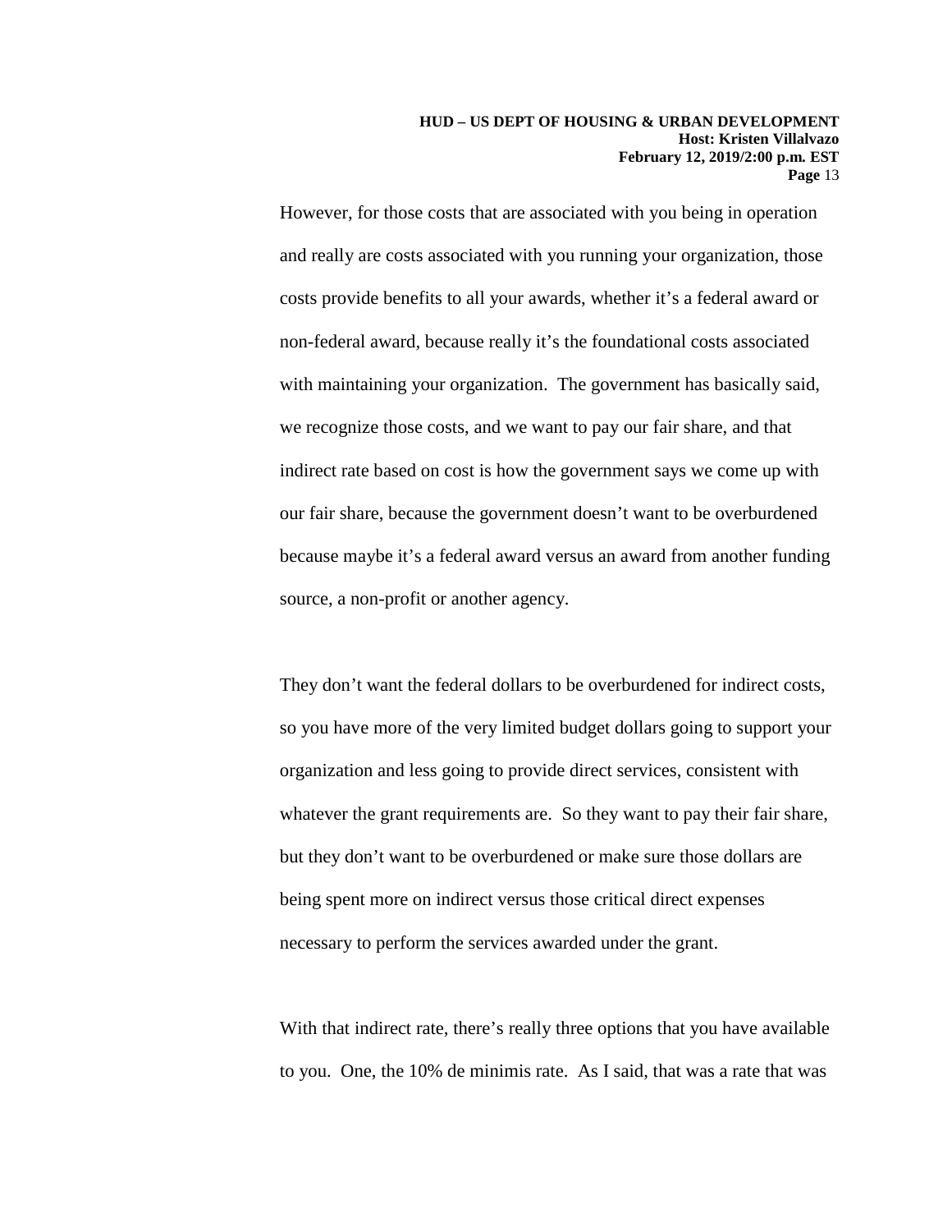However, for those costs that are associated with you being in operation and really are costs associated with you running your organization, those costs provide benefits to all your awards, whether it's a federal award or non-federal award, because really it's the foundational costs associated with maintaining your organization. The government has basically said, we recognize those costs, and we want to pay our fair share, and that indirect rate based on cost is how the government says we come up with our fair share, because the government doesn't want to be overburdened because maybe it's a federal award versus an award from another funding source, a non-profit or another agency.

They don't want the federal dollars to be overburdened for indirect costs, so you have more of the very limited budget dollars going to support your organization and less going to provide direct services, consistent with whatever the grant requirements are. So they want to pay their fair share, but they don't want to be overburdened or make sure those dollars are being spent more on indirect versus those critical direct expenses necessary to perform the services awarded under the grant.

With that indirect rate, there's really three options that you have available to you. One, the 10% de minimis rate. As I said, that was a rate that was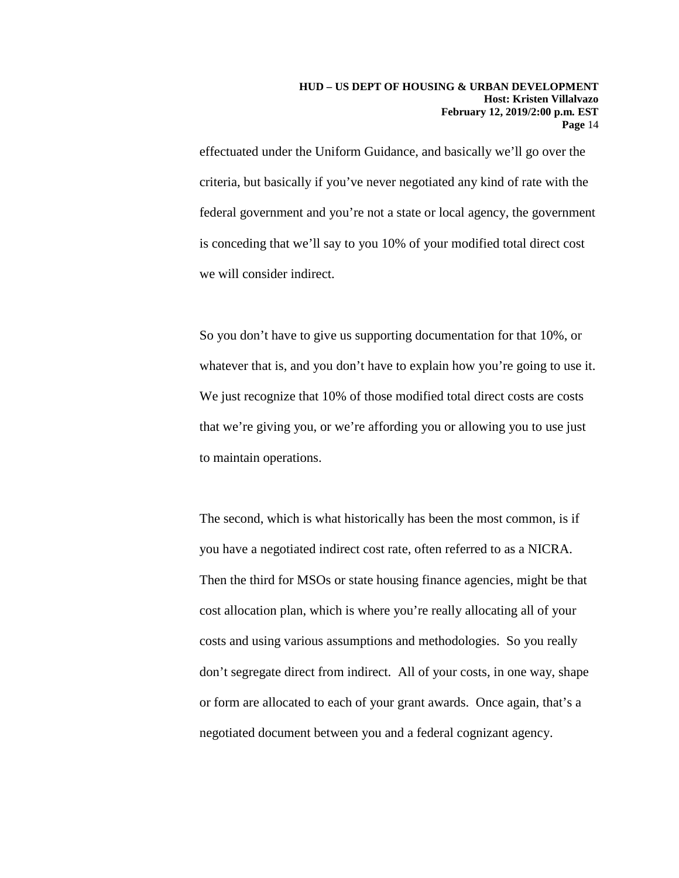effectuated under the Uniform Guidance, and basically we'll go over the criteria, but basically if you've never negotiated any kind of rate with the federal government and you're not a state or local agency, the government is conceding that we'll say to you 10% of your modified total direct cost we will consider indirect.

So you don't have to give us supporting documentation for that 10%, or whatever that is, and you don't have to explain how you're going to use it. We just recognize that 10% of those modified total direct costs are costs that we're giving you, or we're affording you or allowing you to use just to maintain operations.

The second, which is what historically has been the most common, is if you have a negotiated indirect cost rate, often referred to as a NICRA. Then the third for MSOs or state housing finance agencies, might be that cost allocation plan, which is where you're really allocating all of your costs and using various assumptions and methodologies. So you really don't segregate direct from indirect. All of your costs, in one way, shape or form are allocated to each of your grant awards. Once again, that's a negotiated document between you and a federal cognizant agency.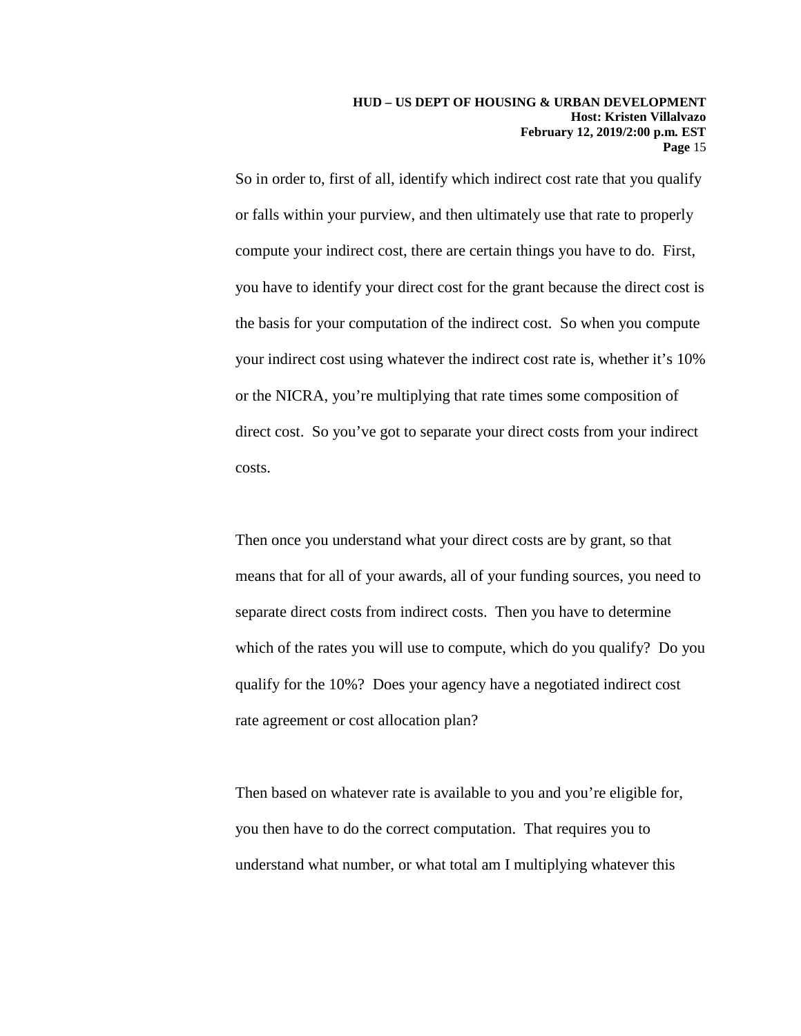So in order to, first of all, identify which indirect cost rate that you qualify or falls within your purview, and then ultimately use that rate to properly compute your indirect cost, there are certain things you have to do. First, you have to identify your direct cost for the grant because the direct cost is the basis for your computation of the indirect cost. So when you compute your indirect cost using whatever the indirect cost rate is, whether it's 10% or the NICRA, you're multiplying that rate times some composition of direct cost. So you've got to separate your direct costs from your indirect costs.

Then once you understand what your direct costs are by grant, so that means that for all of your awards, all of your funding sources, you need to separate direct costs from indirect costs. Then you have to determine which of the rates you will use to compute, which do you qualify? Do you qualify for the 10%? Does your agency have a negotiated indirect cost rate agreement or cost allocation plan?

Then based on whatever rate is available to you and you're eligible for, you then have to do the correct computation. That requires you to understand what number, or what total am I multiplying whatever this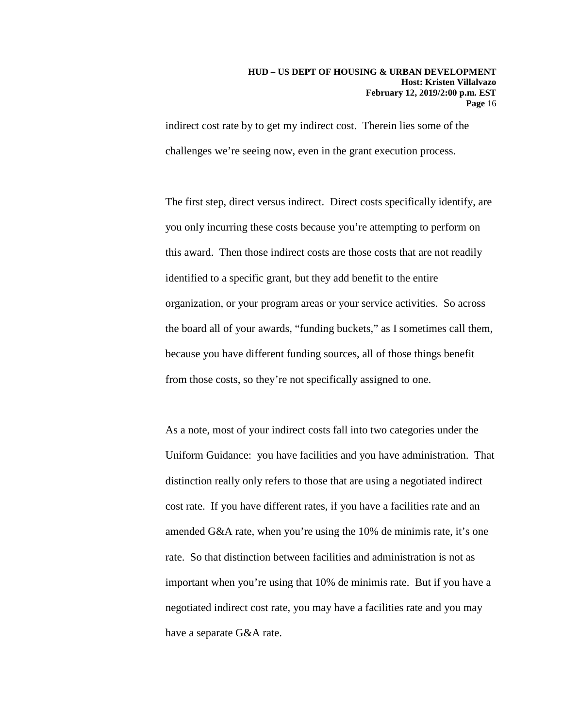indirect cost rate by to get my indirect cost. Therein lies some of the challenges we're seeing now, even in the grant execution process.

The first step, direct versus indirect. Direct costs specifically identify, are you only incurring these costs because you're attempting to perform on this award. Then those indirect costs are those costs that are not readily identified to a specific grant, but they add benefit to the entire organization, or your program areas or your service activities. So across the board all of your awards, "funding buckets," as I sometimes call them, because you have different funding sources, all of those things benefit from those costs, so they're not specifically assigned to one.

As a note, most of your indirect costs fall into two categories under the Uniform Guidance: you have facilities and you have administration. That distinction really only refers to those that are using a negotiated indirect cost rate. If you have different rates, if you have a facilities rate and an amended G&A rate, when you're using the 10% de minimis rate, it's one rate. So that distinction between facilities and administration is not as important when you're using that 10% de minimis rate. But if you have a negotiated indirect cost rate, you may have a facilities rate and you may have a separate G&A rate.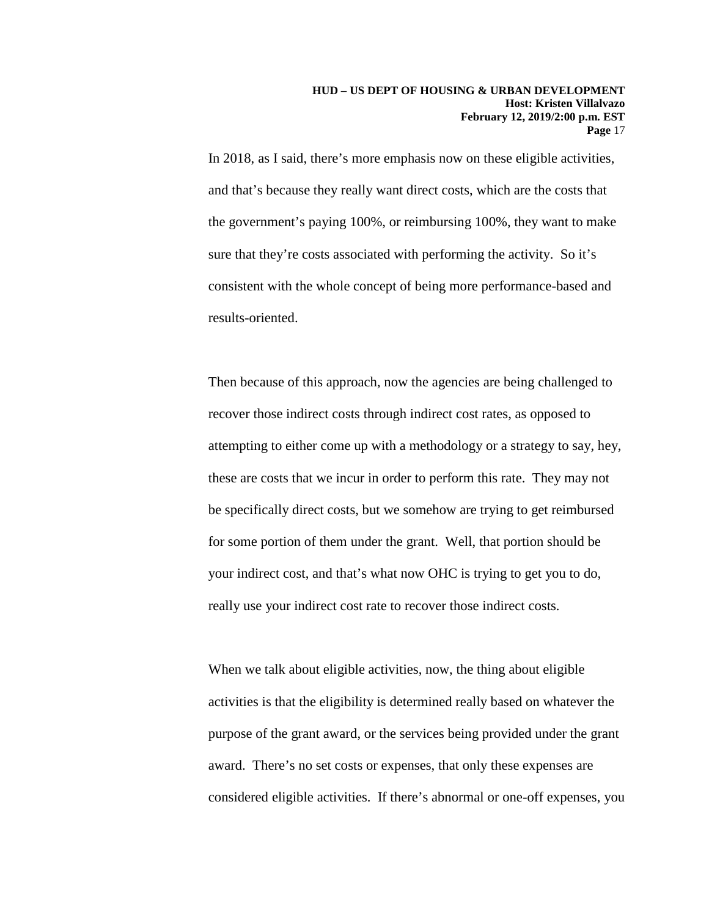In 2018, as I said, there's more emphasis now on these eligible activities, and that's because they really want direct costs, which are the costs that the government's paying 100%, or reimbursing 100%, they want to make sure that they're costs associated with performing the activity. So it's consistent with the whole concept of being more performance-based and results-oriented.

Then because of this approach, now the agencies are being challenged to recover those indirect costs through indirect cost rates, as opposed to attempting to either come up with a methodology or a strategy to say, hey, these are costs that we incur in order to perform this rate. They may not be specifically direct costs, but we somehow are trying to get reimbursed for some portion of them under the grant. Well, that portion should be your indirect cost, and that's what now OHC is trying to get you to do, really use your indirect cost rate to recover those indirect costs.

When we talk about eligible activities, now, the thing about eligible activities is that the eligibility is determined really based on whatever the purpose of the grant award, or the services being provided under the grant award. There's no set costs or expenses, that only these expenses are considered eligible activities. If there's abnormal or one-off expenses, you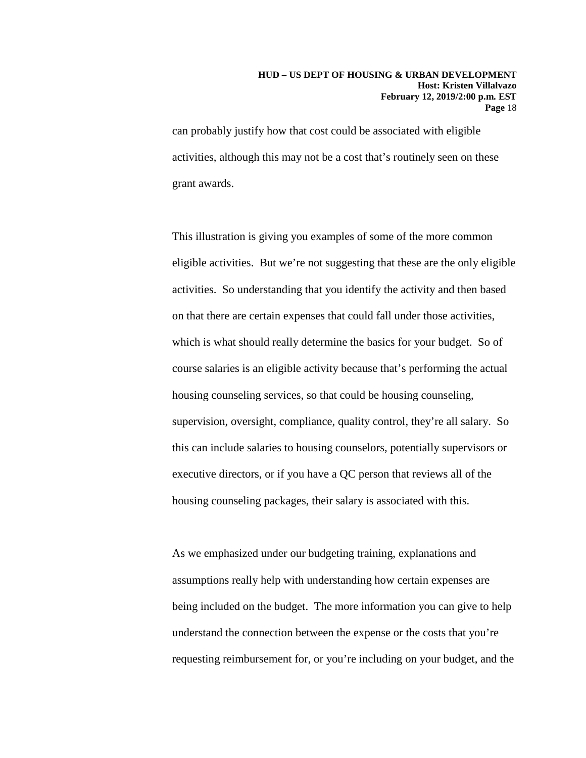can probably justify how that cost could be associated with eligible activities, although this may not be a cost that's routinely seen on these grant awards.

This illustration is giving you examples of some of the more common eligible activities. But we're not suggesting that these are the only eligible activities. So understanding that you identify the activity and then based on that there are certain expenses that could fall under those activities, which is what should really determine the basics for your budget. So of course salaries is an eligible activity because that's performing the actual housing counseling services, so that could be housing counseling, supervision, oversight, compliance, quality control, they're all salary. So this can include salaries to housing counselors, potentially supervisors or executive directors, or if you have a QC person that reviews all of the housing counseling packages, their salary is associated with this.

As we emphasized under our budgeting training, explanations and assumptions really help with understanding how certain expenses are being included on the budget. The more information you can give to help understand the connection between the expense or the costs that you're requesting reimbursement for, or you're including on your budget, and the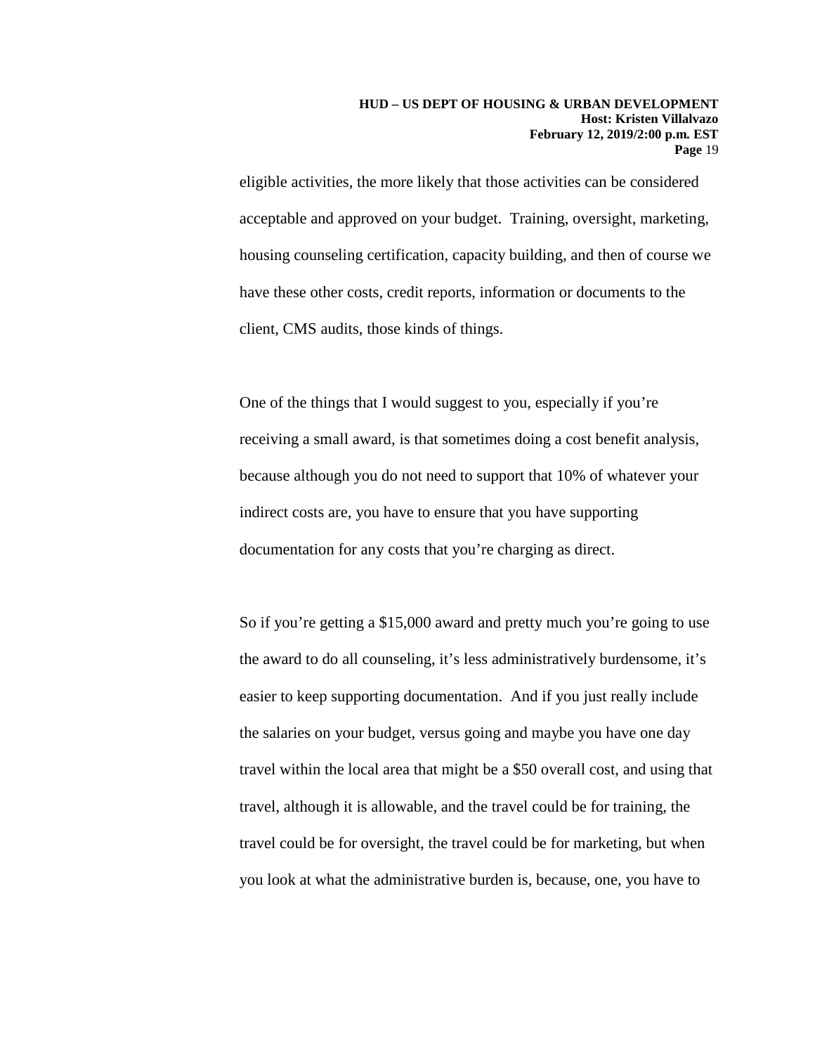eligible activities, the more likely that those activities can be considered acceptable and approved on your budget. Training, oversight, marketing, housing counseling certification, capacity building, and then of course we have these other costs, credit reports, information or documents to the client, CMS audits, those kinds of things.

One of the things that I would suggest to you, especially if you're receiving a small award, is that sometimes doing a cost benefit analysis, because although you do not need to support that 10% of whatever your indirect costs are, you have to ensure that you have supporting documentation for any costs that you're charging as direct.

So if you're getting a $15,000 award and pretty much you're going to use the award to do all counseling, it's less administratively burdensome, it's easier to keep supporting documentation. And if you just really include the salaries on your budget, versus going and maybe you have one day travel within the local area that might be a $50 overall cost, and using that travel, although it is allowable, and the travel could be for training, the travel could be for oversight, the travel could be for marketing, but when you look at what the administrative burden is, because, one, you have to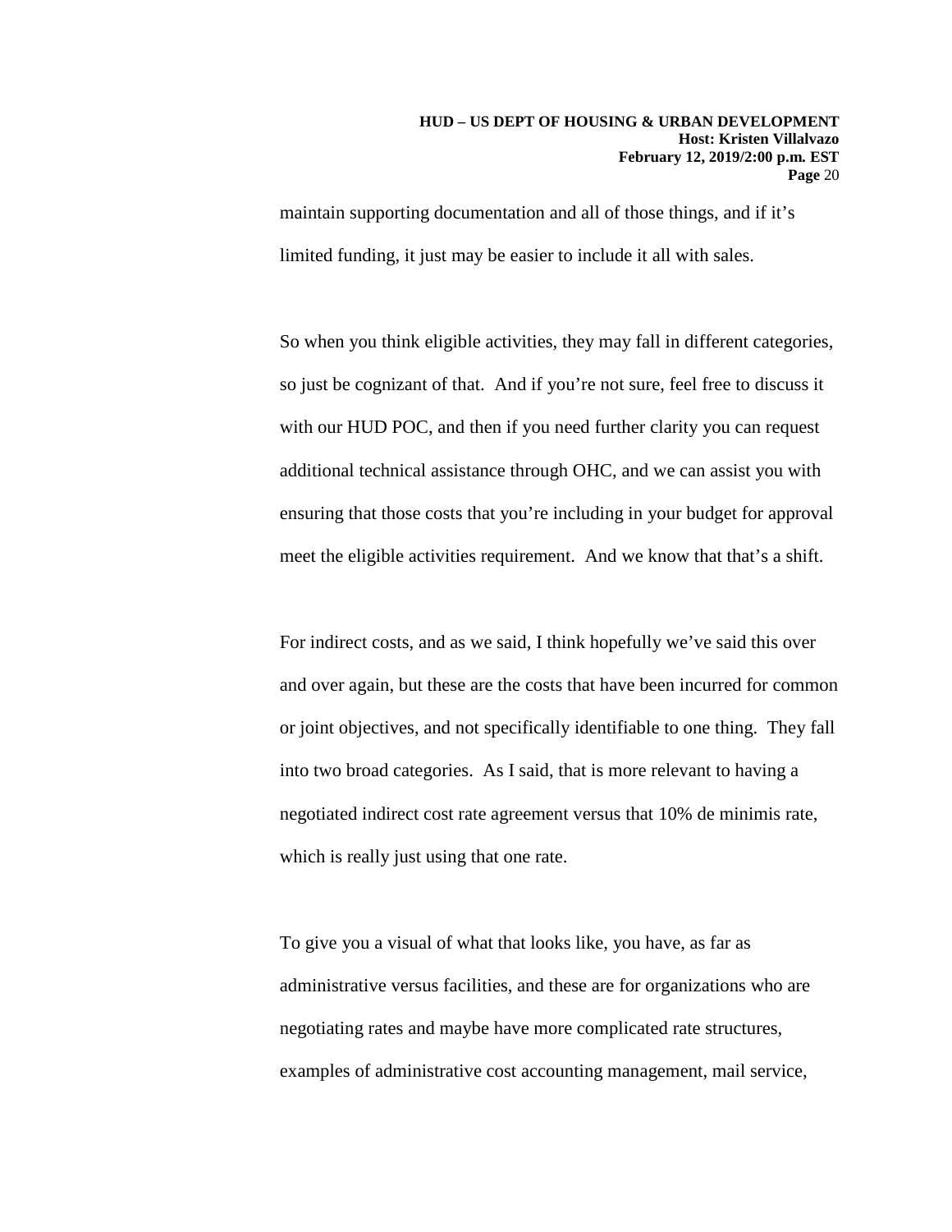maintain supporting documentation and all of those things, and if it's limited funding, it just may be easier to include it all with sales.

So when you think eligible activities, they may fall in different categories, so just be cognizant of that. And if you're not sure, feel free to discuss it with our HUD POC, and then if you need further clarity you can request additional technical assistance through OHC, and we can assist you with ensuring that those costs that you're including in your budget for approval meet the eligible activities requirement. And we know that that's a shift.

For indirect costs, and as we said, I think hopefully we've said this over and over again, but these are the costs that have been incurred for common or joint objectives, and not specifically identifiable to one thing. They fall into two broad categories. As I said, that is more relevant to having a negotiated indirect cost rate agreement versus that 10% de minimis rate, which is really just using that one rate.

To give you a visual of what that looks like, you have, as far as administrative versus facilities, and these are for organizations who are negotiating rates and maybe have more complicated rate structures, examples of administrative cost accounting management, mail service,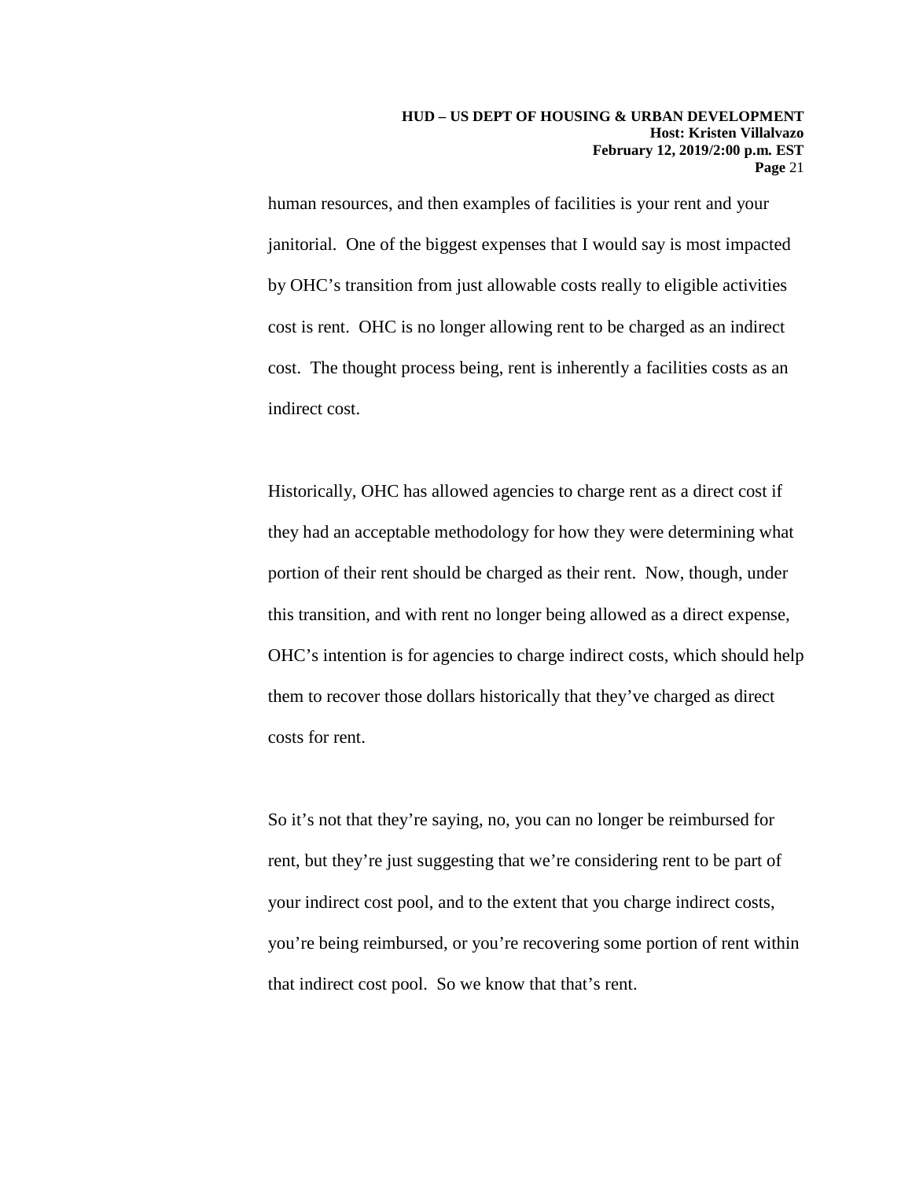human resources, and then examples of facilities is your rent and your janitorial. One of the biggest expenses that I would say is most impacted by OHC's transition from just allowable costs really to eligible activities cost is rent. OHC is no longer allowing rent to be charged as an indirect cost. The thought process being, rent is inherently a facilities costs as an indirect cost.

Historically, OHC has allowed agencies to charge rent as a direct cost if they had an acceptable methodology for how they were determining what portion of their rent should be charged as their rent. Now, though, under this transition, and with rent no longer being allowed as a direct expense, OHC's intention is for agencies to charge indirect costs, which should help them to recover those dollars historically that they've charged as direct costs for rent.

So it's not that they're saying, no, you can no longer be reimbursed for rent, but they're just suggesting that we're considering rent to be part of your indirect cost pool, and to the extent that you charge indirect costs, you're being reimbursed, or you're recovering some portion of rent within that indirect cost pool. So we know that that's rent.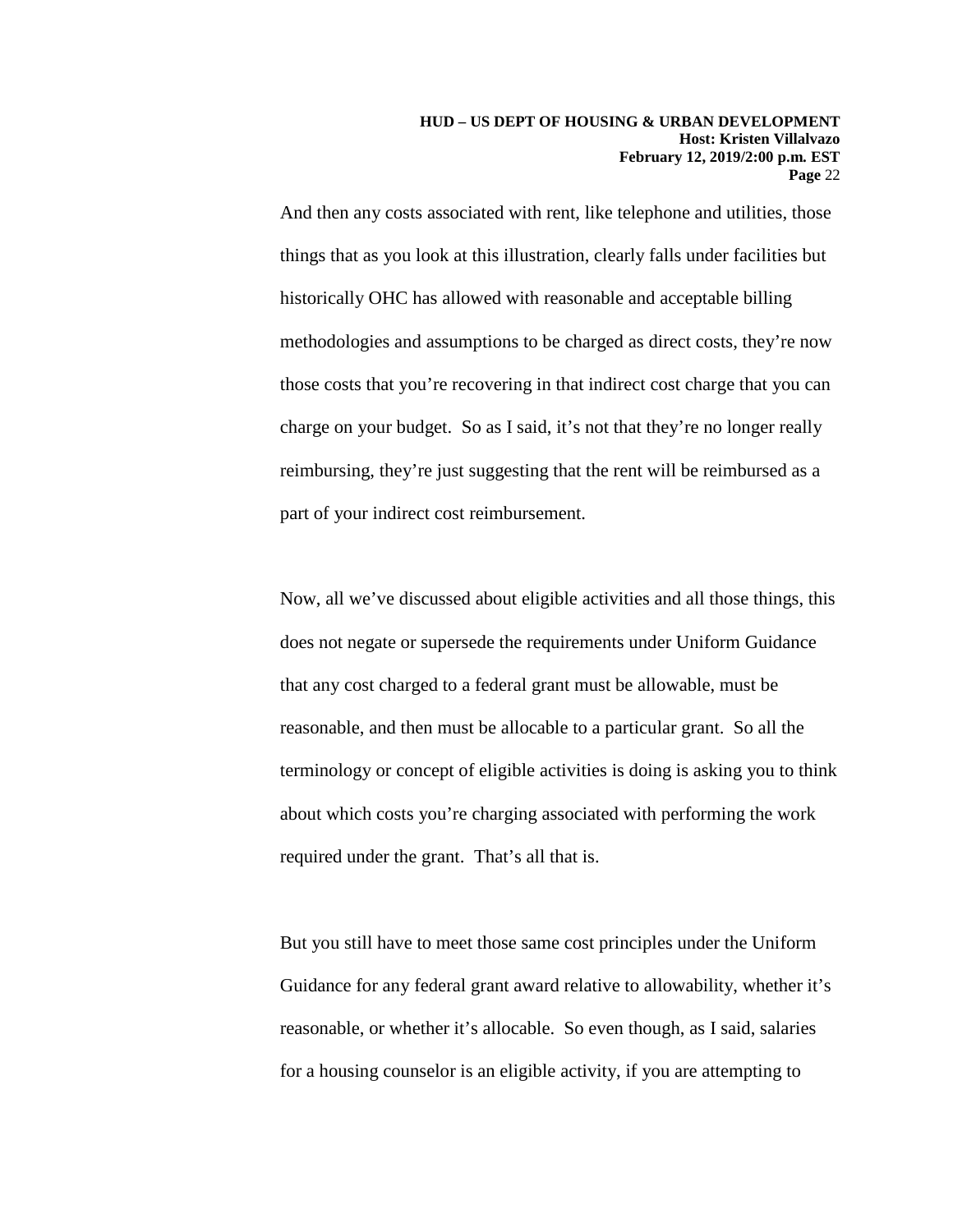And then any costs associated with rent, like telephone and utilities, those things that as you look at this illustration, clearly falls under facilities but historically OHC has allowed with reasonable and acceptable billing methodologies and assumptions to be charged as direct costs, they're now those costs that you're recovering in that indirect cost charge that you can charge on your budget. So as I said, it's not that they're no longer really reimbursing, they're just suggesting that the rent will be reimbursed as a part of your indirect cost reimbursement.

Now, all we've discussed about eligible activities and all those things, this does not negate or supersede the requirements under Uniform Guidance that any cost charged to a federal grant must be allowable, must be reasonable, and then must be allocable to a particular grant. So all the terminology or concept of eligible activities is doing is asking you to think about which costs you're charging associated with performing the work required under the grant. That's all that is.

But you still have to meet those same cost principles under the Uniform Guidance for any federal grant award relative to allowability, whether it's reasonable, or whether it's allocable. So even though, as I said, salaries for a housing counselor is an eligible activity, if you are attempting to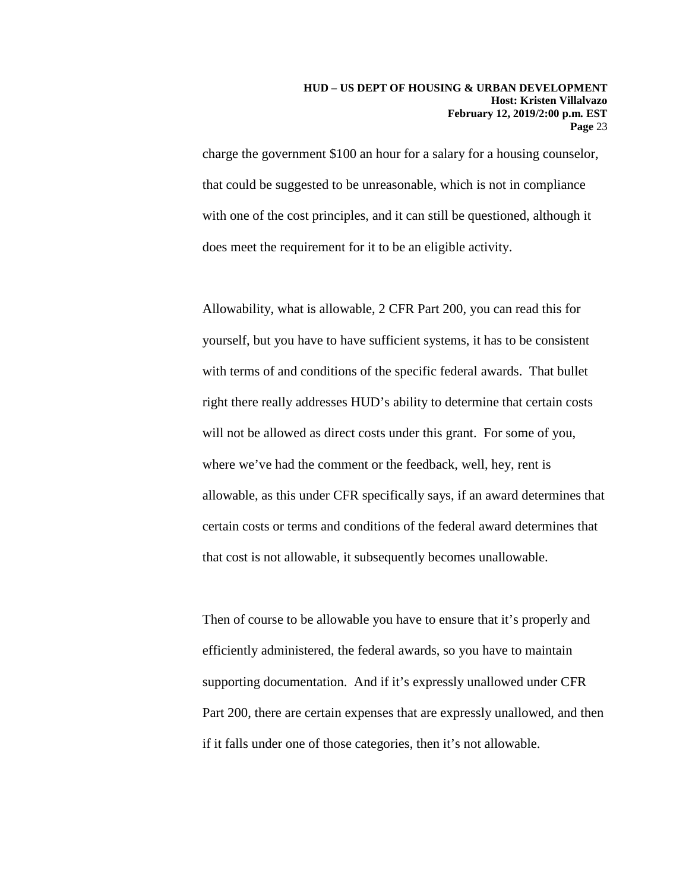charge the government $100 an hour for a salary for a housing counselor, that could be suggested to be unreasonable, which is not in compliance with one of the cost principles, and it can still be questioned, although it does meet the requirement for it to be an eligible activity.

Allowability, what is allowable, 2 CFR Part 200, you can read this for yourself, but you have to have sufficient systems, it has to be consistent with terms of and conditions of the specific federal awards. That bullet right there really addresses HUD's ability to determine that certain costs will not be allowed as direct costs under this grant. For some of you, where we've had the comment or the feedback, well, hey, rent is allowable, as this under CFR specifically says, if an award determines that certain costs or terms and conditions of the federal award determines that that cost is not allowable, it subsequently becomes unallowable.

Then of course to be allowable you have to ensure that it's properly and efficiently administered, the federal awards, so you have to maintain supporting documentation. And if it's expressly unallowed under CFR Part 200, there are certain expenses that are expressly unallowed, and then if it falls under one of those categories, then it's not allowable.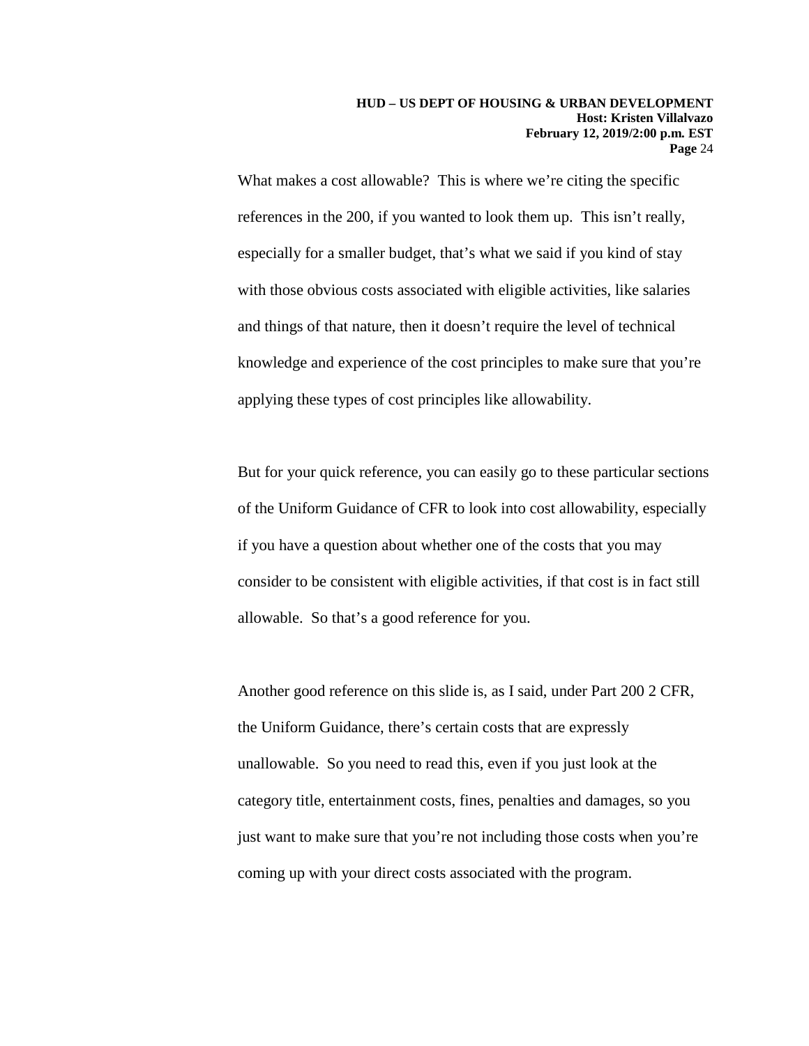What makes a cost allowable? This is where we're citing the specific references in the 200, if you wanted to look them up. This isn't really, especially for a smaller budget, that's what we said if you kind of stay with those obvious costs associated with eligible activities, like salaries and things of that nature, then it doesn't require the level of technical knowledge and experience of the cost principles to make sure that you're applying these types of cost principles like allowability.

But for your quick reference, you can easily go to these particular sections of the Uniform Guidance of CFR to look into cost allowability, especially if you have a question about whether one of the costs that you may consider to be consistent with eligible activities, if that cost is in fact still allowable. So that's a good reference for you.

Another good reference on this slide is, as I said, under Part 200 2 CFR, the Uniform Guidance, there's certain costs that are expressly unallowable. So you need to read this, even if you just look at the category title, entertainment costs, fines, penalties and damages, so you just want to make sure that you're not including those costs when you're coming up with your direct costs associated with the program.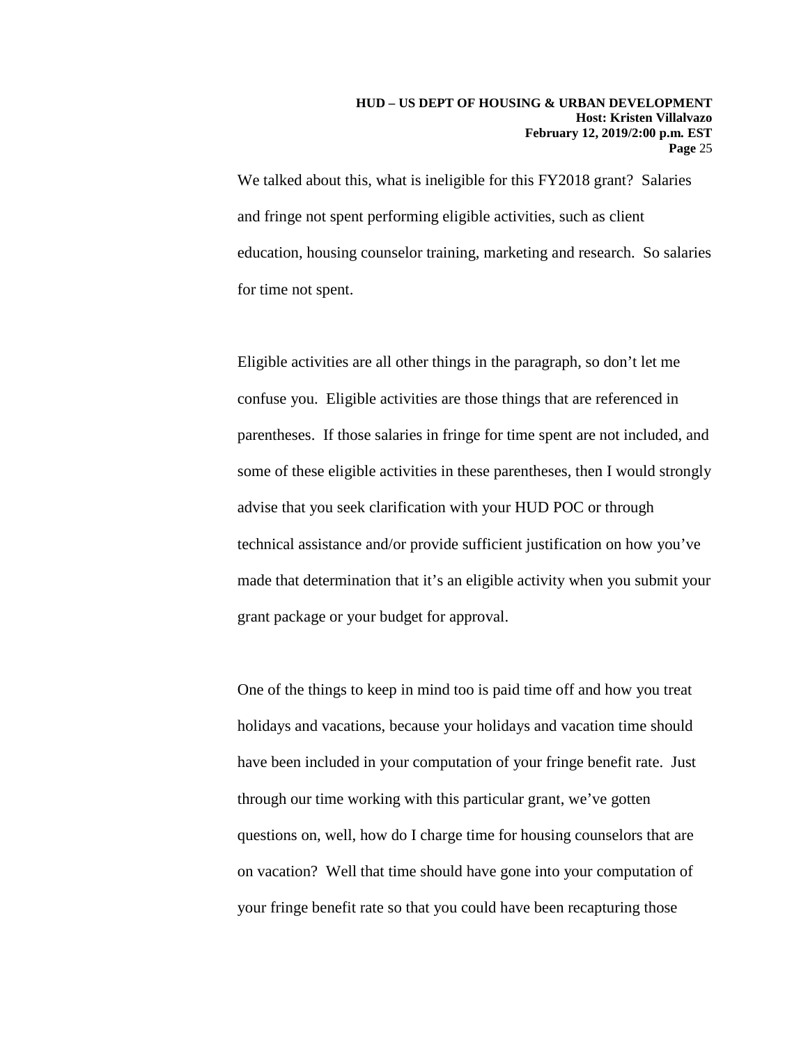We talked about this, what is ineligible for this FY2018 grant? Salaries and fringe not spent performing eligible activities, such as client education, housing counselor training, marketing and research. So salaries for time not spent.

Eligible activities are all other things in the paragraph, so don't let me confuse you. Eligible activities are those things that are referenced in parentheses. If those salaries in fringe for time spent are not included, and some of these eligible activities in these parentheses, then I would strongly advise that you seek clarification with your HUD POC or through technical assistance and/or provide sufficient justification on how you've made that determination that it's an eligible activity when you submit your grant package or your budget for approval.

One of the things to keep in mind too is paid time off and how you treat holidays and vacations, because your holidays and vacation time should have been included in your computation of your fringe benefit rate. Just through our time working with this particular grant, we've gotten questions on, well, how do I charge time for housing counselors that are on vacation? Well that time should have gone into your computation of your fringe benefit rate so that you could have been recapturing those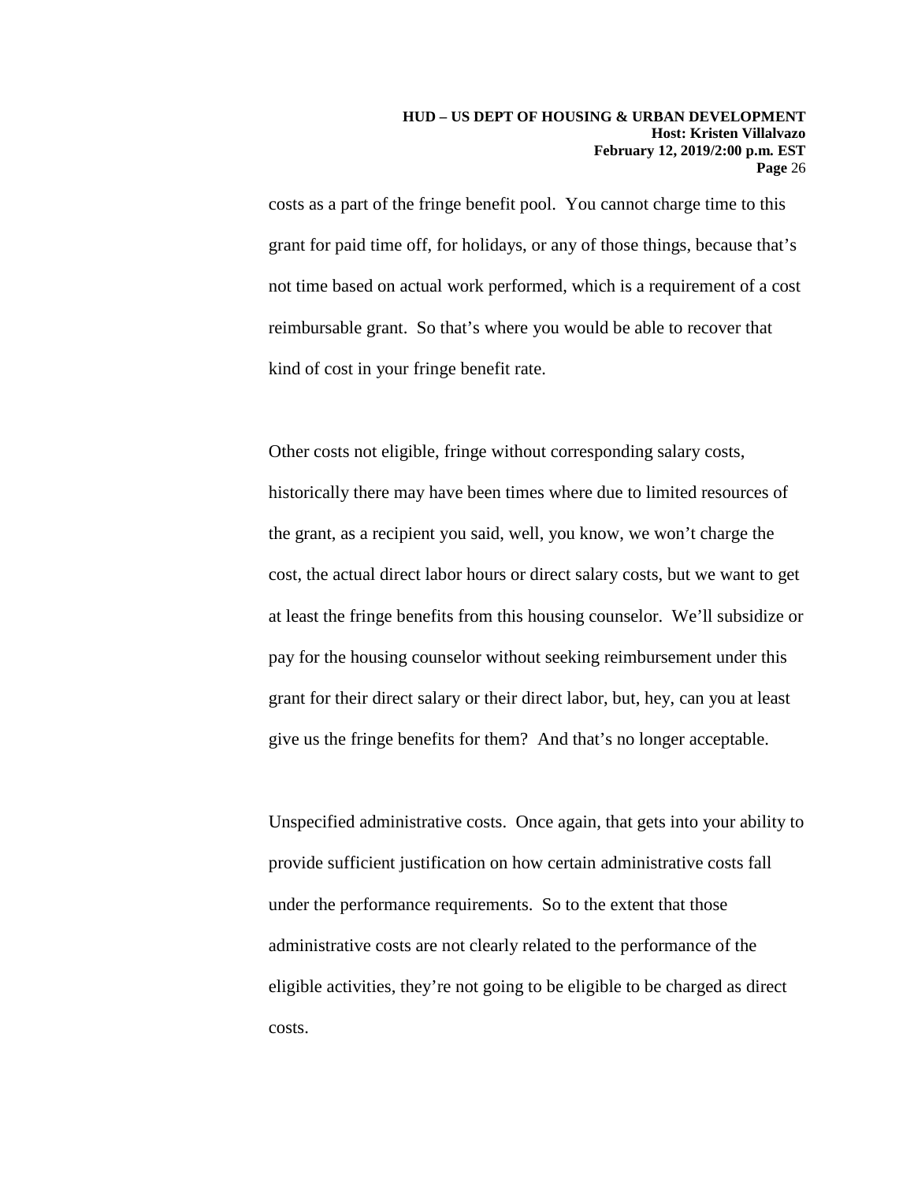costs as a part of the fringe benefit pool. You cannot charge time to this grant for paid time off, for holidays, or any of those things, because that's not time based on actual work performed, which is a requirement of a cost reimbursable grant. So that's where you would be able to recover that kind of cost in your fringe benefit rate.

Other costs not eligible, fringe without corresponding salary costs, historically there may have been times where due to limited resources of the grant, as a recipient you said, well, you know, we won't charge the cost, the actual direct labor hours or direct salary costs, but we want to get at least the fringe benefits from this housing counselor. We'll subsidize or pay for the housing counselor without seeking reimbursement under this grant for their direct salary or their direct labor, but, hey, can you at least give us the fringe benefits for them? And that's no longer acceptable.

Unspecified administrative costs. Once again, that gets into your ability to provide sufficient justification on how certain administrative costs fall under the performance requirements. So to the extent that those administrative costs are not clearly related to the performance of the eligible activities, they're not going to be eligible to be charged as direct costs.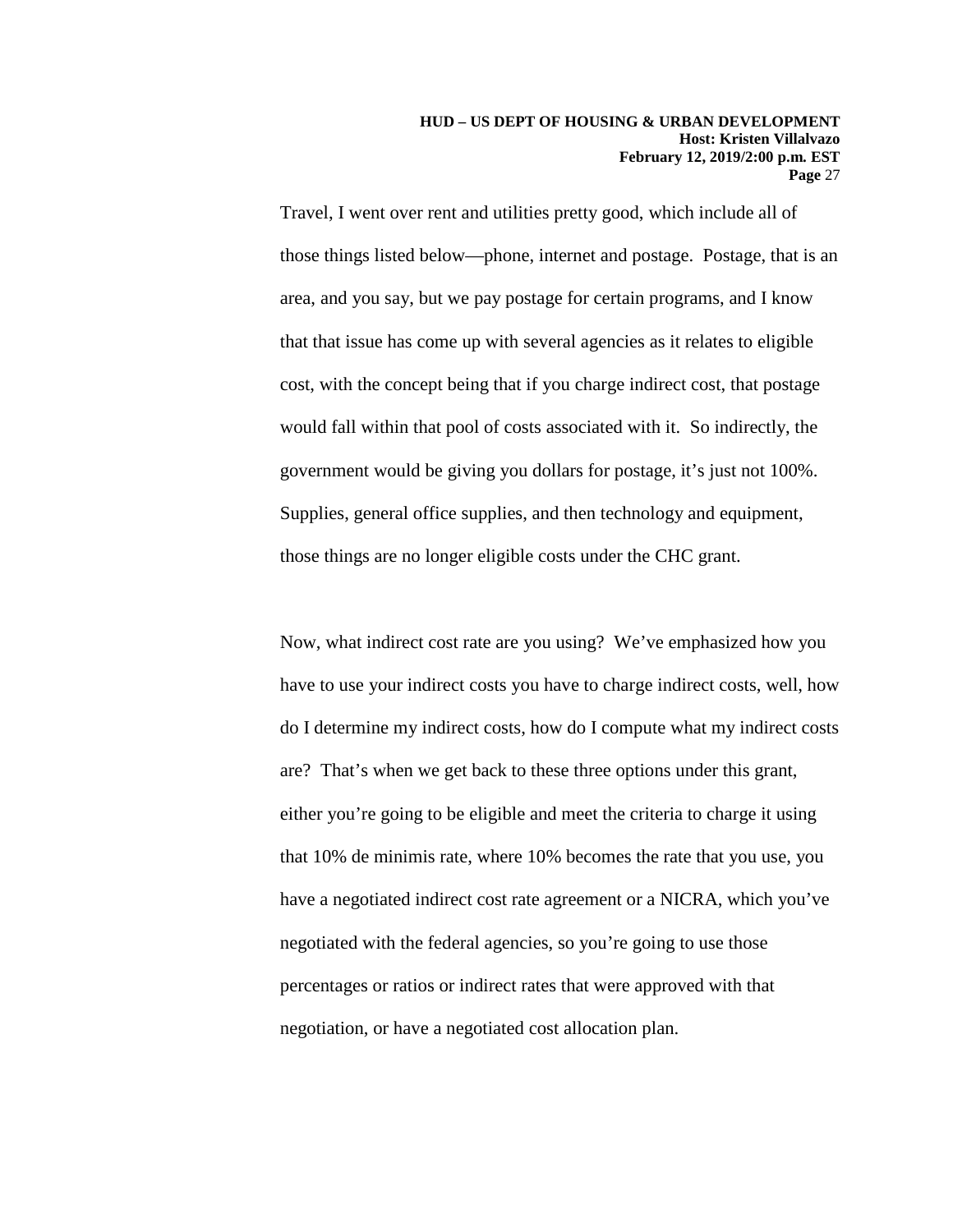Travel, I went over rent and utilities pretty good, which include all of those things listed below—phone, internet and postage. Postage, that is an area, and you say, but we pay postage for certain programs, and I know that that issue has come up with several agencies as it relates to eligible cost, with the concept being that if you charge indirect cost, that postage would fall within that pool of costs associated with it. So indirectly, the government would be giving you dollars for postage, it's just not 100%. Supplies, general office supplies, and then technology and equipment, those things are no longer eligible costs under the CHC grant.

Now, what indirect cost rate are you using? We've emphasized how you have to use your indirect costs you have to charge indirect costs, well, how do I determine my indirect costs, how do I compute what my indirect costs are? That's when we get back to these three options under this grant, either you're going to be eligible and meet the criteria to charge it using that 10% de minimis rate, where 10% becomes the rate that you use, you have a negotiated indirect cost rate agreement or a NICRA, which you've negotiated with the federal agencies, so you're going to use those percentages or ratios or indirect rates that were approved with that negotiation, or have a negotiated cost allocation plan.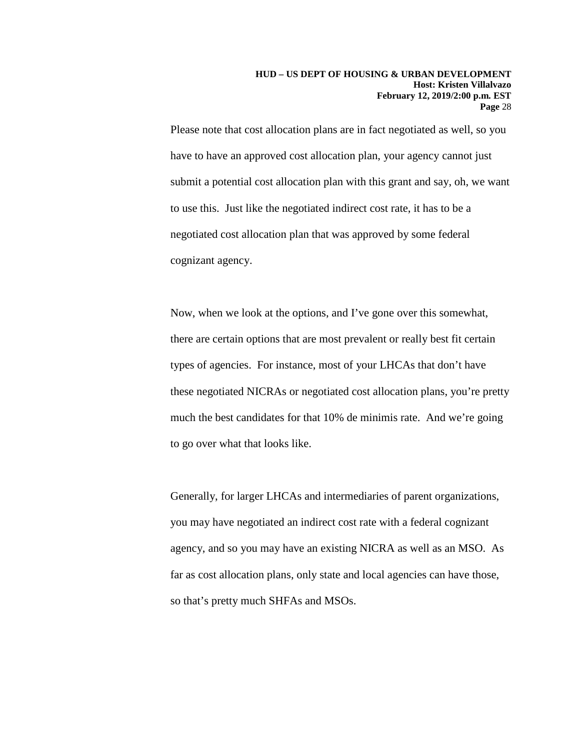Please note that cost allocation plans are in fact negotiated as well, so you have to have an approved cost allocation plan, your agency cannot just submit a potential cost allocation plan with this grant and say, oh, we want to use this. Just like the negotiated indirect cost rate, it has to be a negotiated cost allocation plan that was approved by some federal cognizant agency.

Now, when we look at the options, and I've gone over this somewhat, there are certain options that are most prevalent or really best fit certain types of agencies. For instance, most of your LHCAs that don't have these negotiated NICRAs or negotiated cost allocation plans, you're pretty much the best candidates for that 10% de minimis rate. And we're going to go over what that looks like.

Generally, for larger LHCAs and intermediaries of parent organizations, you may have negotiated an indirect cost rate with a federal cognizant agency, and so you may have an existing NICRA as well as an MSO. As far as cost allocation plans, only state and local agencies can have those, so that's pretty much SHFAs and MSOs.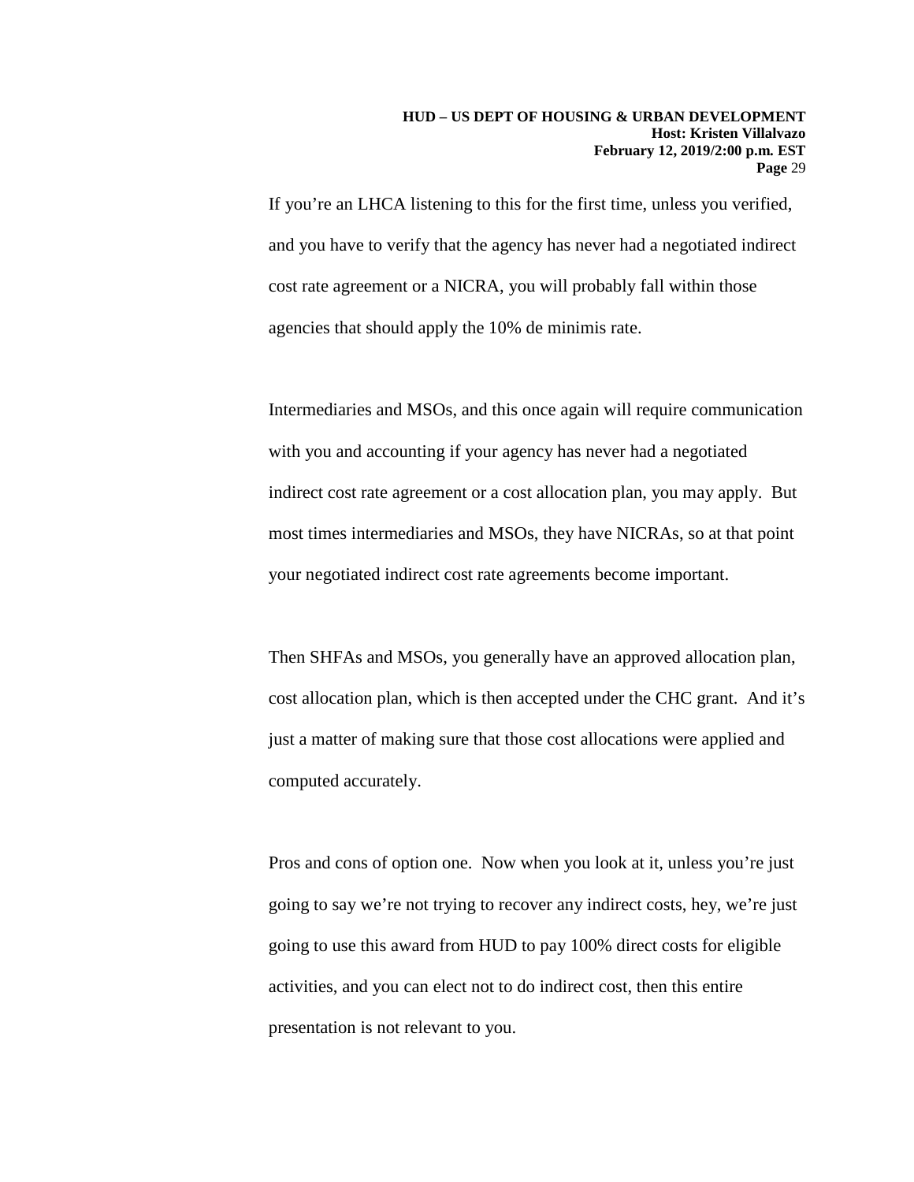If you're an LHCA listening to this for the first time, unless you verified, and you have to verify that the agency has never had a negotiated indirect cost rate agreement or a NICRA, you will probably fall within those agencies that should apply the 10% de minimis rate.

Intermediaries and MSOs, and this once again will require communication with you and accounting if your agency has never had a negotiated indirect cost rate agreement or a cost allocation plan, you may apply. But most times intermediaries and MSOs, they have NICRAs, so at that point your negotiated indirect cost rate agreements become important.

Then SHFAs and MSOs, you generally have an approved allocation plan, cost allocation plan, which is then accepted under the CHC grant. And it's just a matter of making sure that those cost allocations were applied and computed accurately.

Pros and cons of option one. Now when you look at it, unless you're just going to say we're not trying to recover any indirect costs, hey, we're just going to use this award from HUD to pay 100% direct costs for eligible activities, and you can elect not to do indirect cost, then this entire presentation is not relevant to you.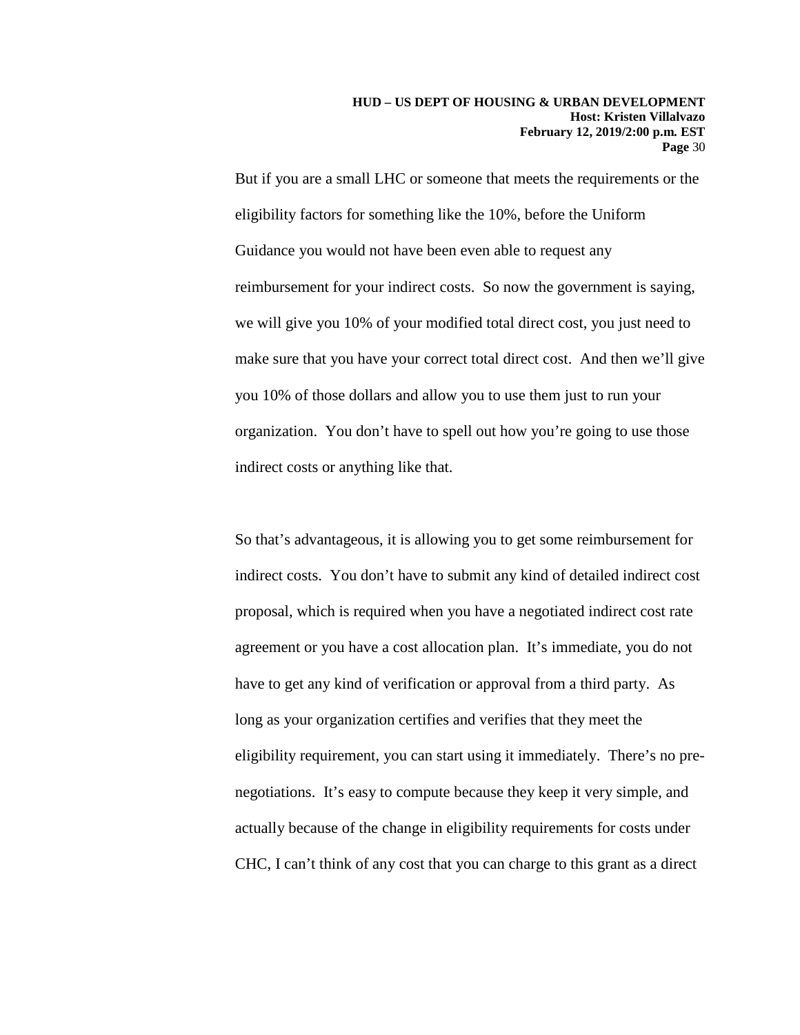But if you are a small LHC or someone that meets the requirements or the eligibility factors for something like the 10%, before the Uniform Guidance you would not have been even able to request any reimbursement for your indirect costs. So now the government is saying, we will give you 10% of your modified total direct cost, you just need to make sure that you have your correct total direct cost. And then we'll give you 10% of those dollars and allow you to use them just to run your organization. You don't have to spell out how you're going to use those indirect costs or anything like that.

So that's advantageous, it is allowing you to get some reimbursement for indirect costs. You don't have to submit any kind of detailed indirect cost proposal, which is required when you have a negotiated indirect cost rate agreement or you have a cost allocation plan. It's immediate, you do not have to get any kind of verification or approval from a third party. As long as your organization certifies and verifies that they meet the eligibility requirement, you can start using it immediately. There's no pre-negotiations. It's easy to compute because they keep it very simple, and actually because of the change in eligibility requirements for costs under CHC, I can't think of any cost that you can charge to this grant as a direct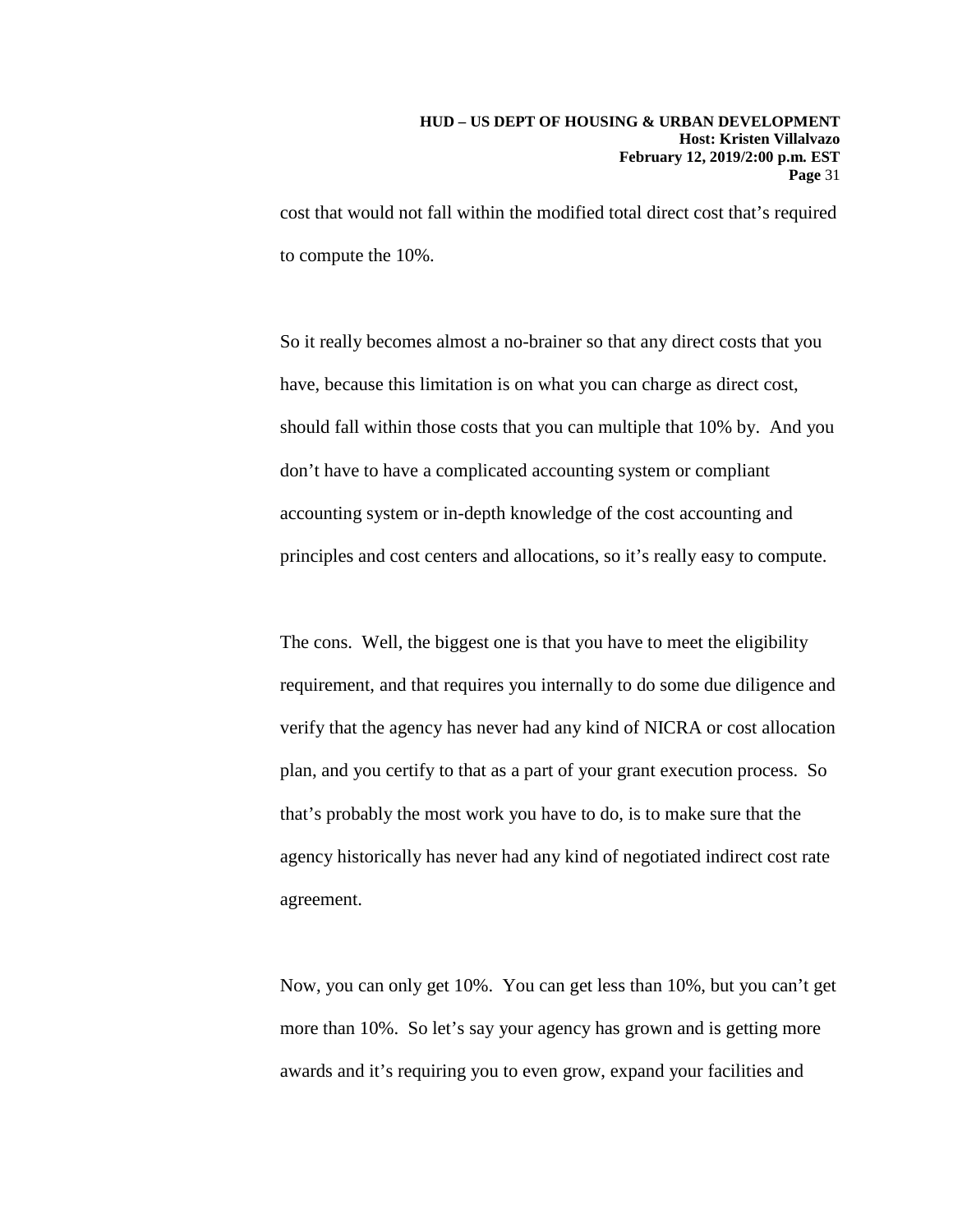cost that would not fall within the modified total direct cost that's required to compute the 10%.

So it really becomes almost a no-brainer so that any direct costs that you have, because this limitation is on what you can charge as direct cost, should fall within those costs that you can multiple that 10% by. And you don't have to have a complicated accounting system or compliant accounting system or in-depth knowledge of the cost accounting and principles and cost centers and allocations, so it's really easy to compute.

The cons. Well, the biggest one is that you have to meet the eligibility requirement, and that requires you internally to do some due diligence and verify that the agency has never had any kind of NICRA or cost allocation plan, and you certify to that as a part of your grant execution process. So that's probably the most work you have to do, is to make sure that the agency historically has never had any kind of negotiated indirect cost rate agreement.

Now, you can only get 10%. You can get less than 10%, but you can't get more than 10%. So let's say your agency has grown and is getting more awards and it's requiring you to even grow, expand your facilities and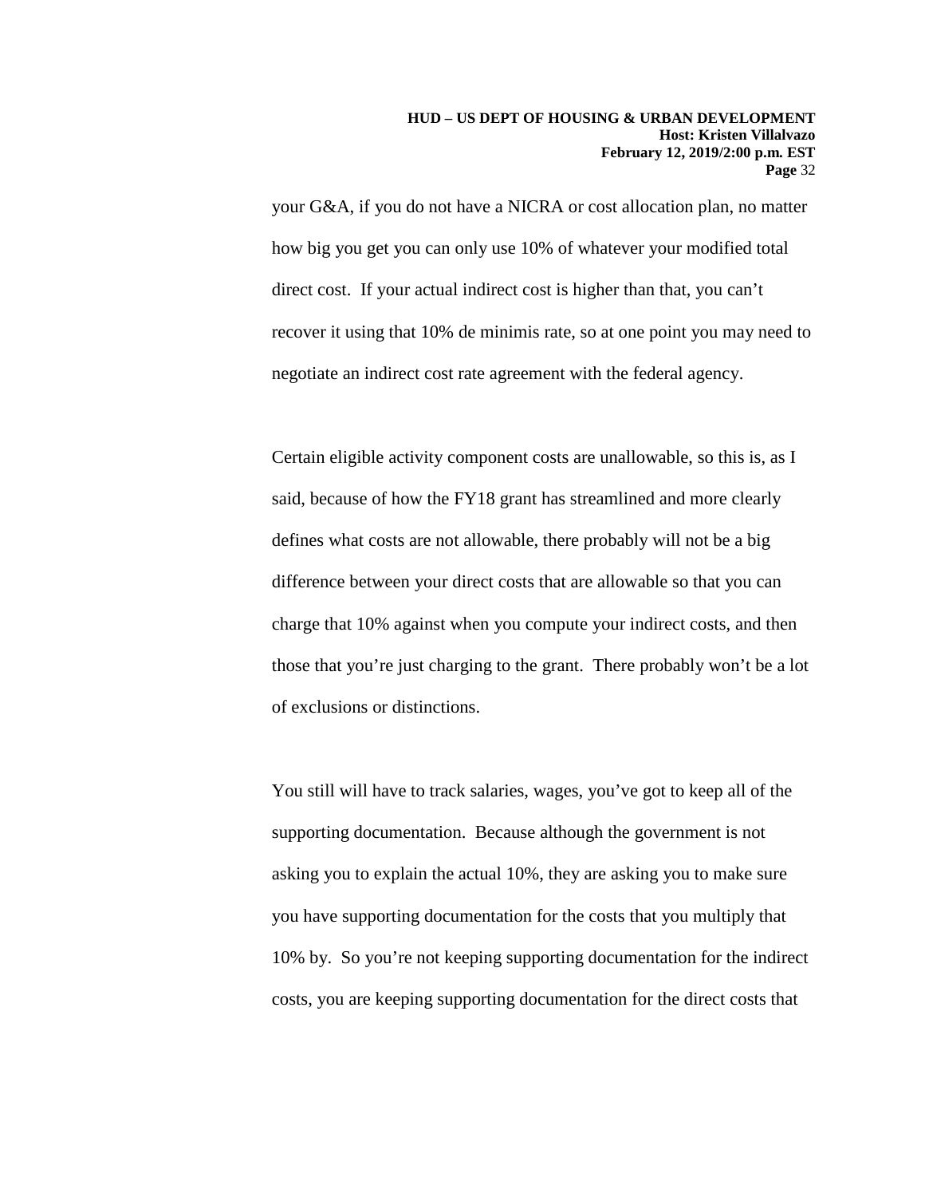your G&A, if you do not have a NICRA or cost allocation plan, no matter how big you get you can only use 10% of whatever your modified total direct cost. If your actual indirect cost is higher than that, you can't recover it using that 10% de minimis rate, so at one point you may need to negotiate an indirect cost rate agreement with the federal agency.

Certain eligible activity component costs are unallowable, so this is, as I said, because of how the FY18 grant has streamlined and more clearly defines what costs are not allowable, there probably will not be a big difference between your direct costs that are allowable so that you can charge that 10% against when you compute your indirect costs, and then those that you're just charging to the grant. There probably won't be a lot of exclusions or distinctions.

You still will have to track salaries, wages, you've got to keep all of the supporting documentation. Because although the government is not asking you to explain the actual 10%, they are asking you to make sure you have supporting documentation for the costs that you multiply that 10% by. So you're not keeping supporting documentation for the indirect costs, you are keeping supporting documentation for the direct costs that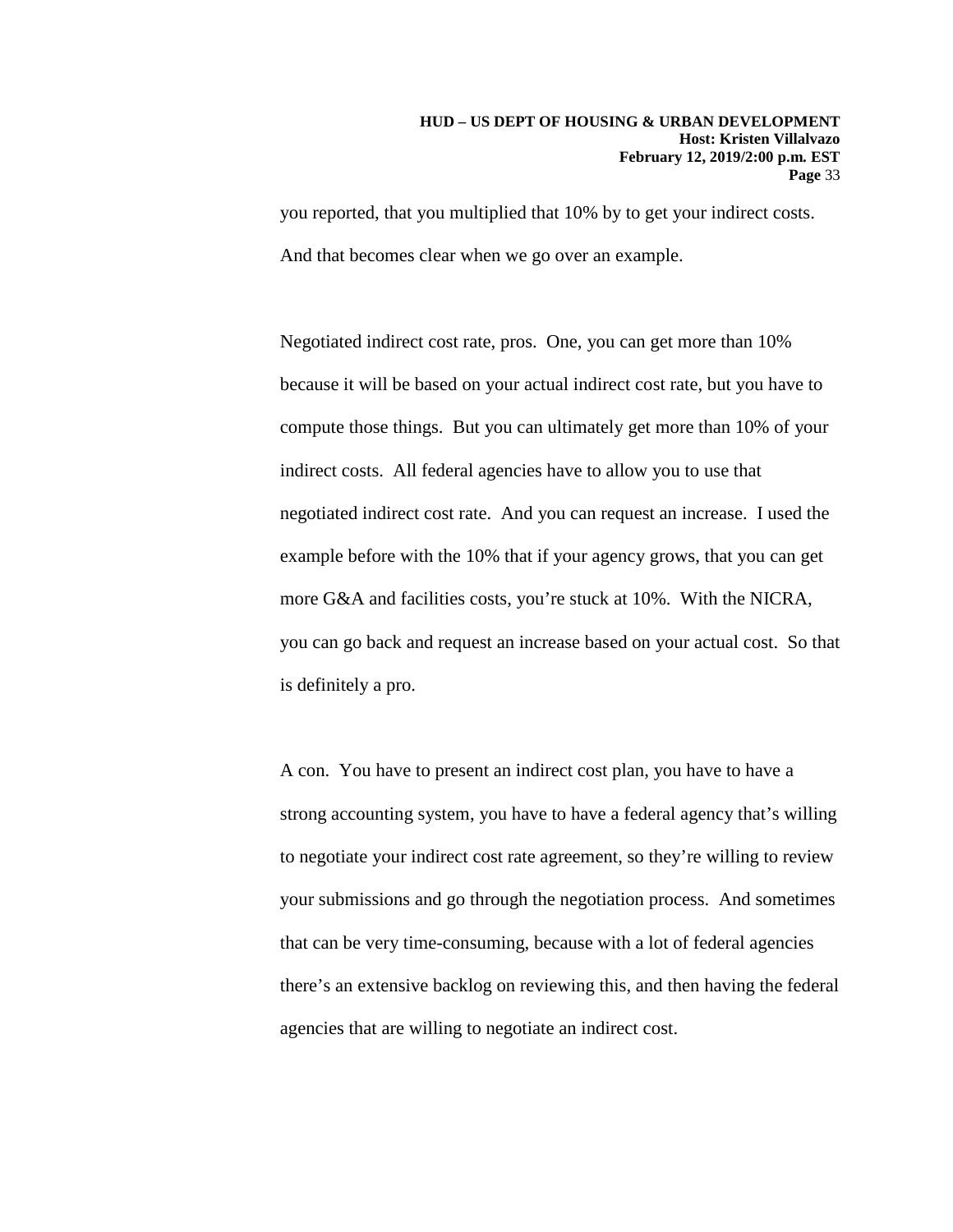you reported, that you multiplied that 10% by to get your indirect costs. And that becomes clear when we go over an example.

Negotiated indirect cost rate, pros. One, you can get more than 10% because it will be based on your actual indirect cost rate, but you have to compute those things. But you can ultimately get more than 10% of your indirect costs. All federal agencies have to allow you to use that negotiated indirect cost rate. And you can request an increase. I used the example before with the 10% that if your agency grows, that you can get more G&A and facilities costs, you're stuck at 10%. With the NICRA, you can go back and request an increase based on your actual cost. So that is definitely a pro.

A con. You have to present an indirect cost plan, you have to have a strong accounting system, you have to have a federal agency that's willing to negotiate your indirect cost rate agreement, so they're willing to review your submissions and go through the negotiation process. And sometimes that can be very time-consuming, because with a lot of federal agencies there's an extensive backlog on reviewing this, and then having the federal agencies that are willing to negotiate an indirect cost.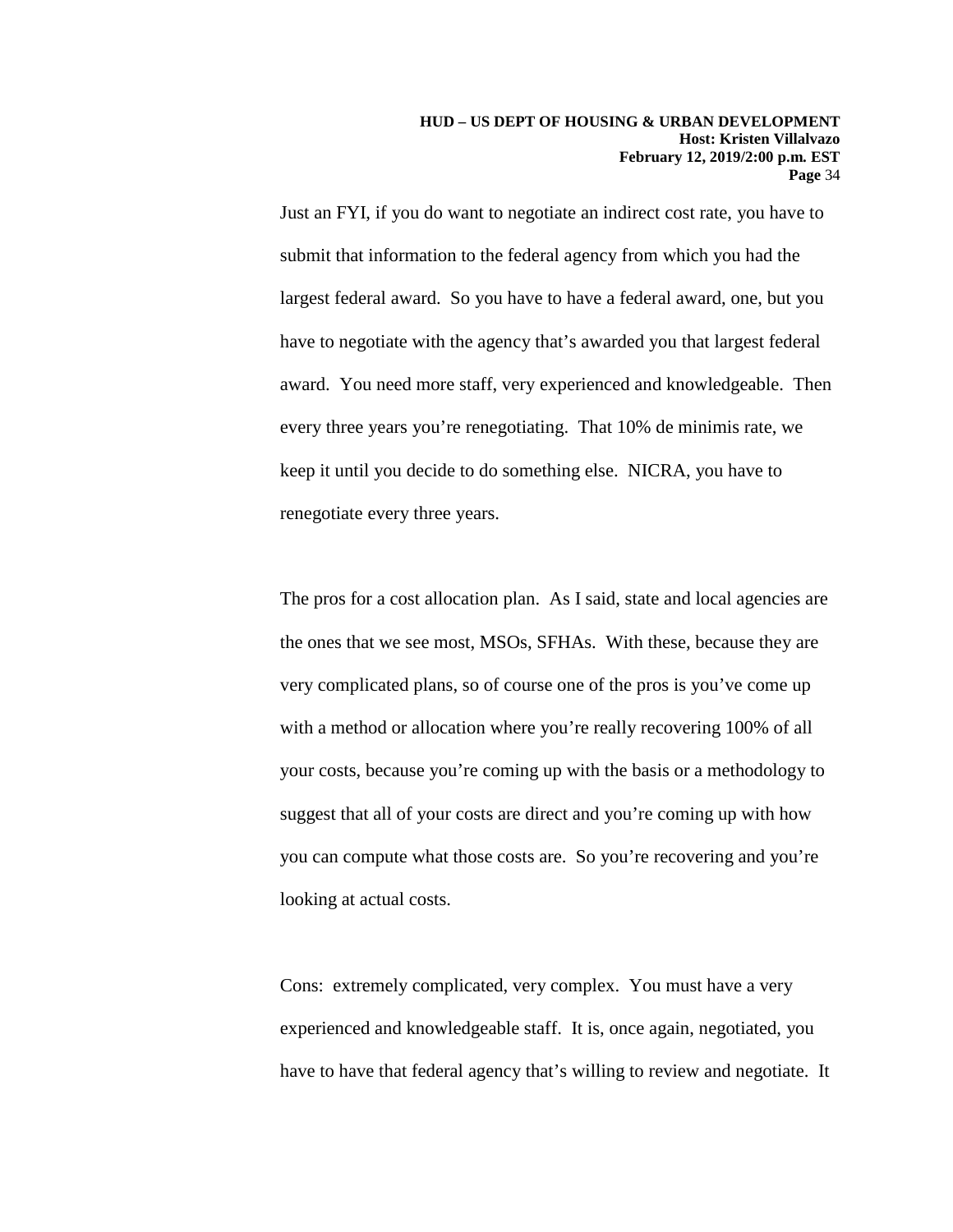Just an FYI, if you do want to negotiate an indirect cost rate, you have to submit that information to the federal agency from which you had the largest federal award. So you have to have a federal award, one, but you have to negotiate with the agency that's awarded you that largest federal award. You need more staff, very experienced and knowledgeable. Then every three years you're renegotiating. That 10% de minimis rate, we keep it until you decide to do something else. NICRA, you have to renegotiate every three years.

The pros for a cost allocation plan. As I said, state and local agencies are the ones that we see most, MSOs, SFHAs. With these, because they are very complicated plans, so of course one of the pros is you've come up with a method or allocation where you're really recovering 100% of all your costs, because you're coming up with the basis or a methodology to suggest that all of your costs are direct and you're coming up with how you can compute what those costs are. So you're recovering and you're looking at actual costs.

Cons: extremely complicated, very complex. You must have a very experienced and knowledgeable staff. It is, once again, negotiated, you have to have that federal agency that's willing to review and negotiate. It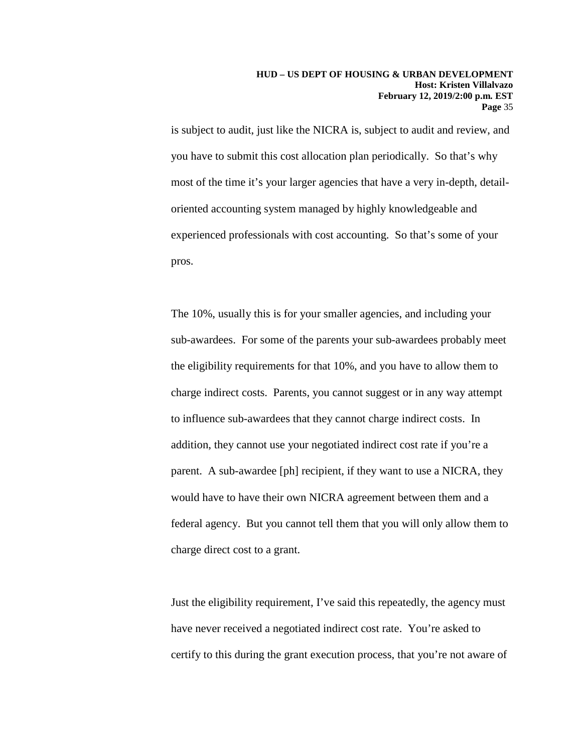is subject to audit, just like the NICRA is, subject to audit and review, and you have to submit this cost allocation plan periodically. So that's why most of the time it's your larger agencies that have a very in-depth, detail-oriented accounting system managed by highly knowledgeable and experienced professionals with cost accounting. So that's some of your pros.

The 10%, usually this is for your smaller agencies, and including your sub-awardees. For some of the parents your sub-awardees probably meet the eligibility requirements for that 10%, and you have to allow them to charge indirect costs. Parents, you cannot suggest or in any way attempt to influence sub-awardees that they cannot charge indirect costs. In addition, they cannot use your negotiated indirect cost rate if you're a parent. A sub-awardee [ph] recipient, if they want to use a NICRA, they would have to have their own NICRA agreement between them and a federal agency. But you cannot tell them that you will only allow them to charge direct cost to a grant.

Just the eligibility requirement, I've said this repeatedly, the agency must have never received a negotiated indirect cost rate. You're asked to certify to this during the grant execution process, that you're not aware of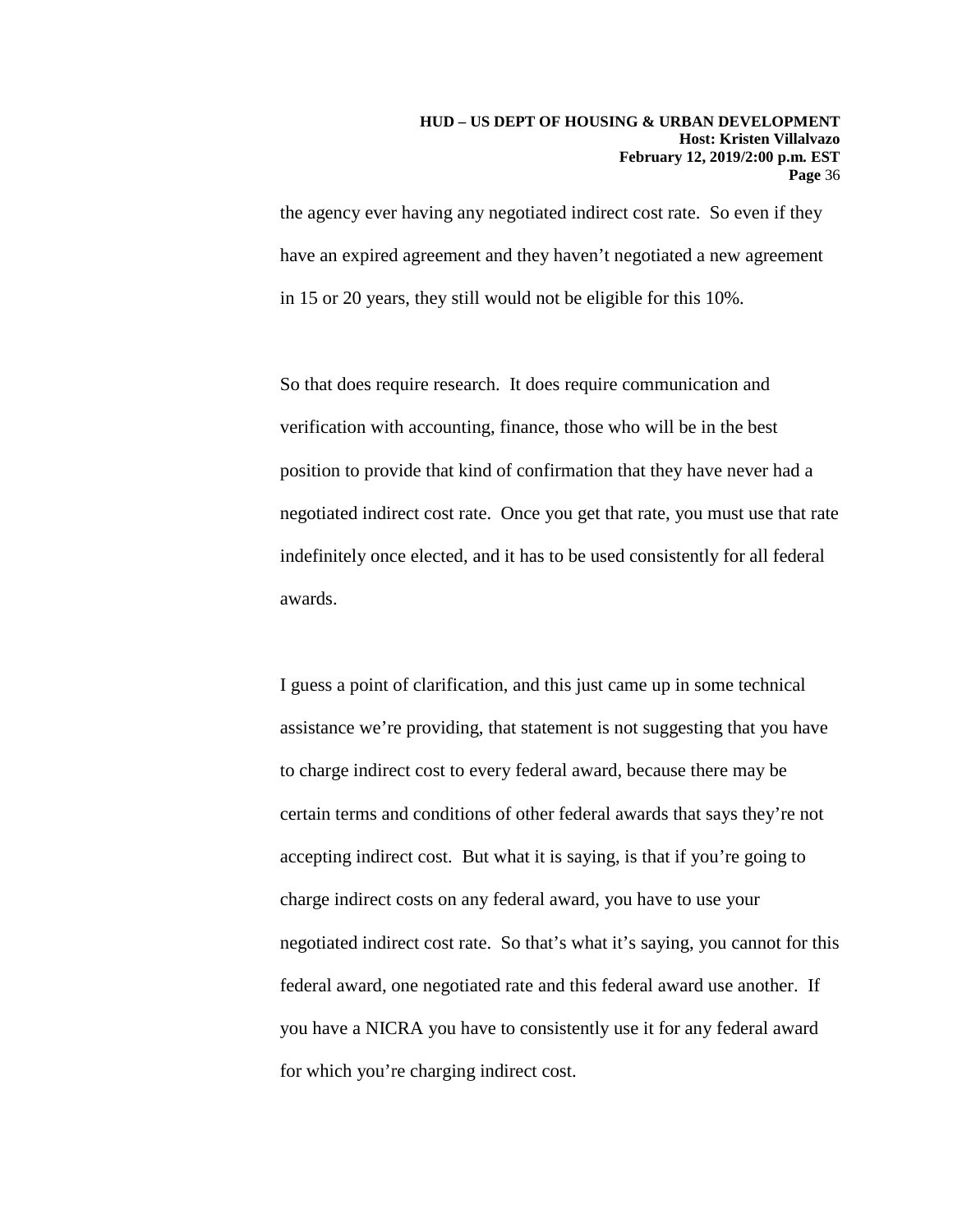the agency ever having any negotiated indirect cost rate. So even if they have an expired agreement and they haven't negotiated a new agreement in 15 or 20 years, they still would not be eligible for this 10%.

So that does require research. It does require communication and verification with accounting, finance, those who will be in the best position to provide that kind of confirmation that they have never had a negotiated indirect cost rate. Once you get that rate, you must use that rate indefinitely once elected, and it has to be used consistently for all federal awards.

I guess a point of clarification, and this just came up in some technical assistance we're providing, that statement is not suggesting that you have to charge indirect cost to every federal award, because there may be certain terms and conditions of other federal awards that says they're not accepting indirect cost. But what it is saying, is that if you're going to charge indirect costs on any federal award, you have to use your negotiated indirect cost rate. So that's what it's saying, you cannot for this federal award, one negotiated rate and this federal award use another. If you have a NICRA you have to consistently use it for any federal award for which you're charging indirect cost.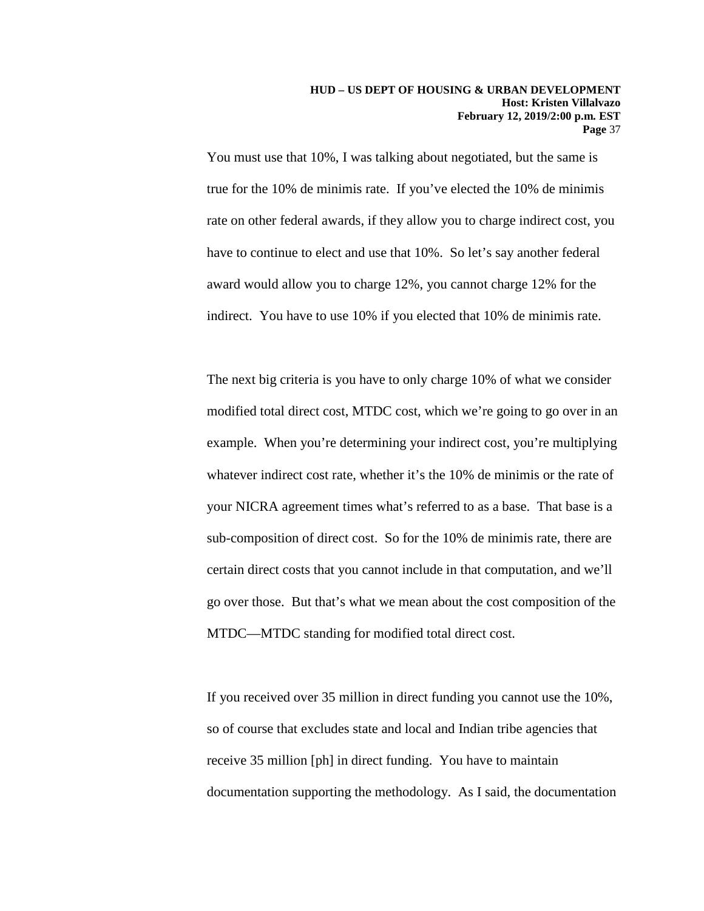You must use that 10%, I was talking about negotiated, but the same is true for the 10% de minimis rate. If you've elected the 10% de minimis rate on other federal awards, if they allow you to charge indirect cost, you have to continue to elect and use that 10%. So let's say another federal award would allow you to charge 12%, you cannot charge 12% for the indirect. You have to use 10% if you elected that 10% de minimis rate.

The next big criteria is you have to only charge 10% of what we consider modified total direct cost, MTDC cost, which we're going to go over in an example. When you're determining your indirect cost, you're multiplying whatever indirect cost rate, whether it's the 10% de minimis or the rate of your NICRA agreement times what's referred to as a base. That base is a sub-composition of direct cost. So for the 10% de minimis rate, there are certain direct costs that you cannot include in that computation, and we'll go over those. But that's what we mean about the cost composition of the MTDC—MTDC standing for modified total direct cost.

If you received over 35 million in direct funding you cannot use the 10%, so of course that excludes state and local and Indian tribe agencies that receive 35 million [ph] in direct funding. You have to maintain documentation supporting the methodology. As I said, the documentation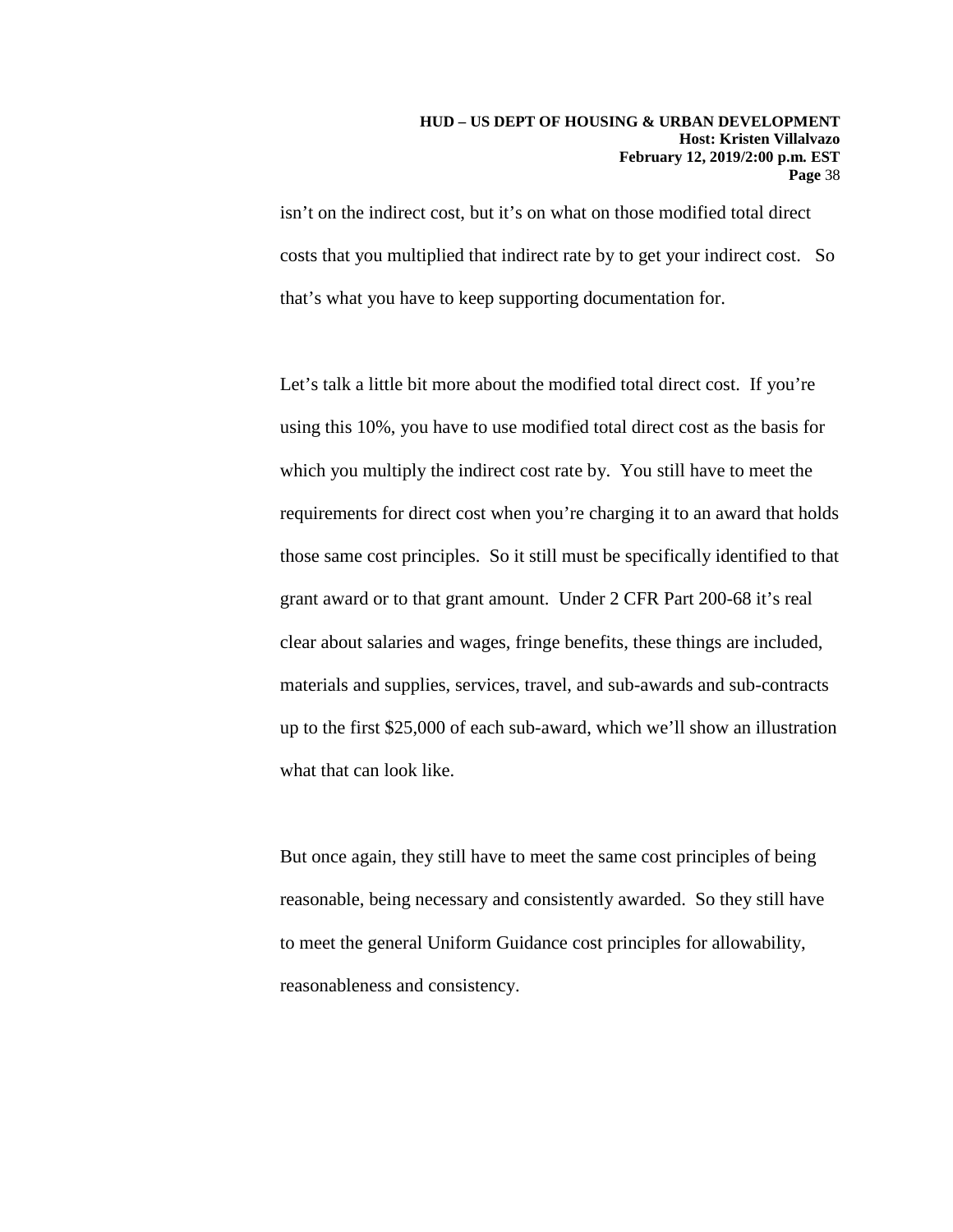isn't on the indirect cost, but it's on what on those modified total direct costs that you multiplied that indirect rate by to get your indirect cost. So that's what you have to keep supporting documentation for.

Let's talk a little bit more about the modified total direct cost. If you're using this 10%, you have to use modified total direct cost as the basis for which you multiply the indirect cost rate by. You still have to meet the requirements for direct cost when you're charging it to an award that holds those same cost principles. So it still must be specifically identified to that grant award or to that grant amount. Under 2 CFR Part 200-68 it's real clear about salaries and wages, fringe benefits, these things are included, materials and supplies, services, travel, and sub-awards and sub-contracts up to the first $25,000 of each sub-award, which we'll show an illustration what that can look like.

But once again, they still have to meet the same cost principles of being reasonable, being necessary and consistently awarded. So they still have to meet the general Uniform Guidance cost principles for allowability, reasonableness and consistency.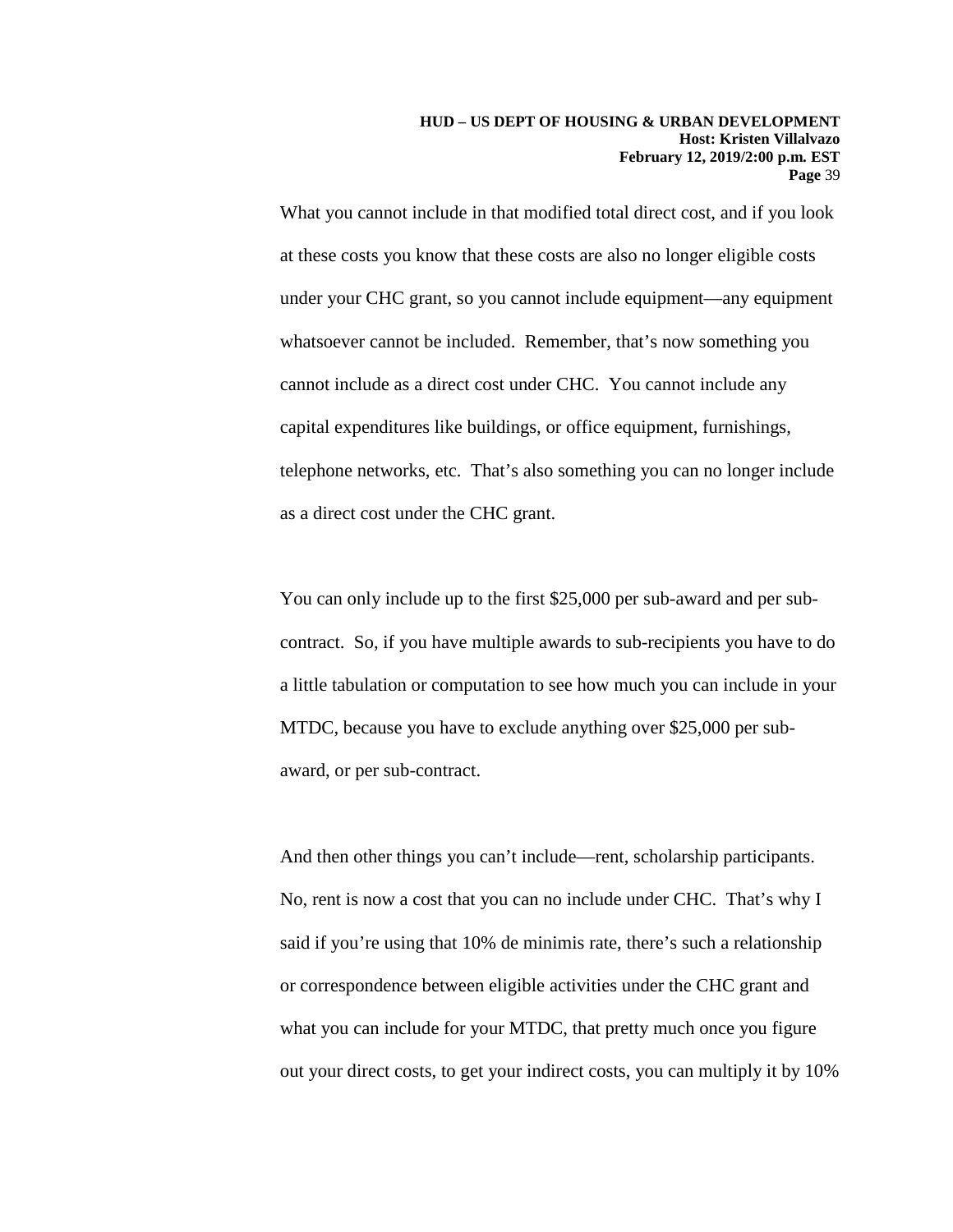What you cannot include in that modified total direct cost, and if you look at these costs you know that these costs are also no longer eligible costs under your CHC grant, so you cannot include equipment—any equipment whatsoever cannot be included. Remember, that's now something you cannot include as a direct cost under CHC. You cannot include any capital expenditures like buildings, or office equipment, furnishings, telephone networks, etc. That's also something you can no longer include as a direct cost under the CHC grant.

You can only include up to the first $25,000 per sub-award and per sub-contract. So, if you have multiple awards to sub-recipients you have to do a little tabulation or computation to see how much you can include in your MTDC, because you have to exclude anything over $25,000 per sub-award, or per sub-contract.

And then other things you can't include—rent, scholarship participants. No, rent is now a cost that you can no include under CHC. That's why I said if you're using that 10% de minimis rate, there's such a relationship or correspondence between eligible activities under the CHC grant and what you can include for your MTDC, that pretty much once you figure out your direct costs, to get your indirect costs, you can multiply it by 10%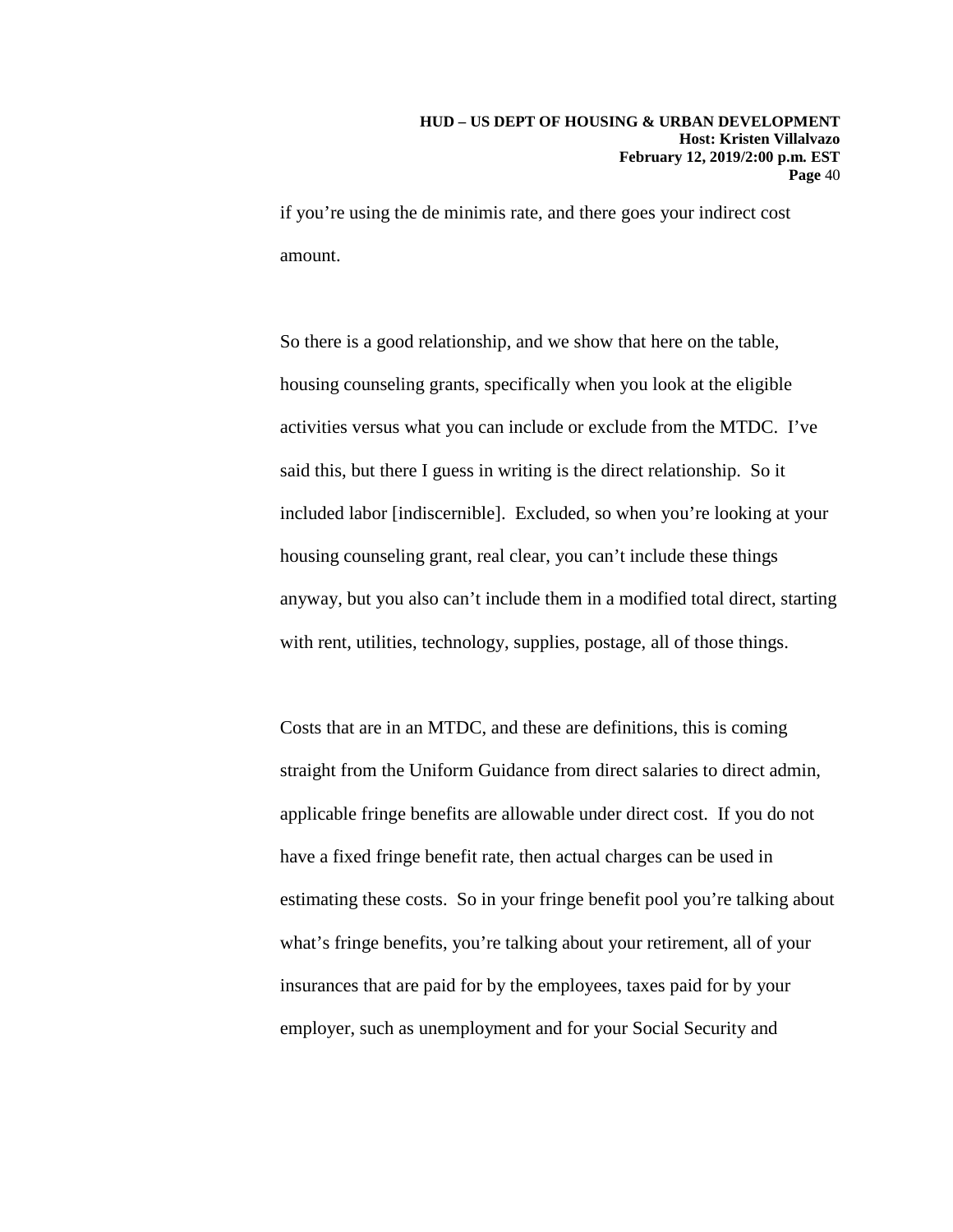if you're using the de minimis rate, and there goes your indirect cost amount.

So there is a good relationship, and we show that here on the table, housing counseling grants, specifically when you look at the eligible activities versus what you can include or exclude from the MTDC. I've said this, but there I guess in writing is the direct relationship. So it included labor [indiscernible]. Excluded, so when you're looking at your housing counseling grant, real clear, you can't include these things anyway, but you also can't include them in a modified total direct, starting with rent, utilities, technology, supplies, postage, all of those things.

Costs that are in an MTDC, and these are definitions, this is coming straight from the Uniform Guidance from direct salaries to direct admin, applicable fringe benefits are allowable under direct cost. If you do not have a fixed fringe benefit rate, then actual charges can be used in estimating these costs. So in your fringe benefit pool you're talking about what's fringe benefits, you're talking about your retirement, all of your insurances that are paid for by the employees, taxes paid for by your employer, such as unemployment and for your Social Security and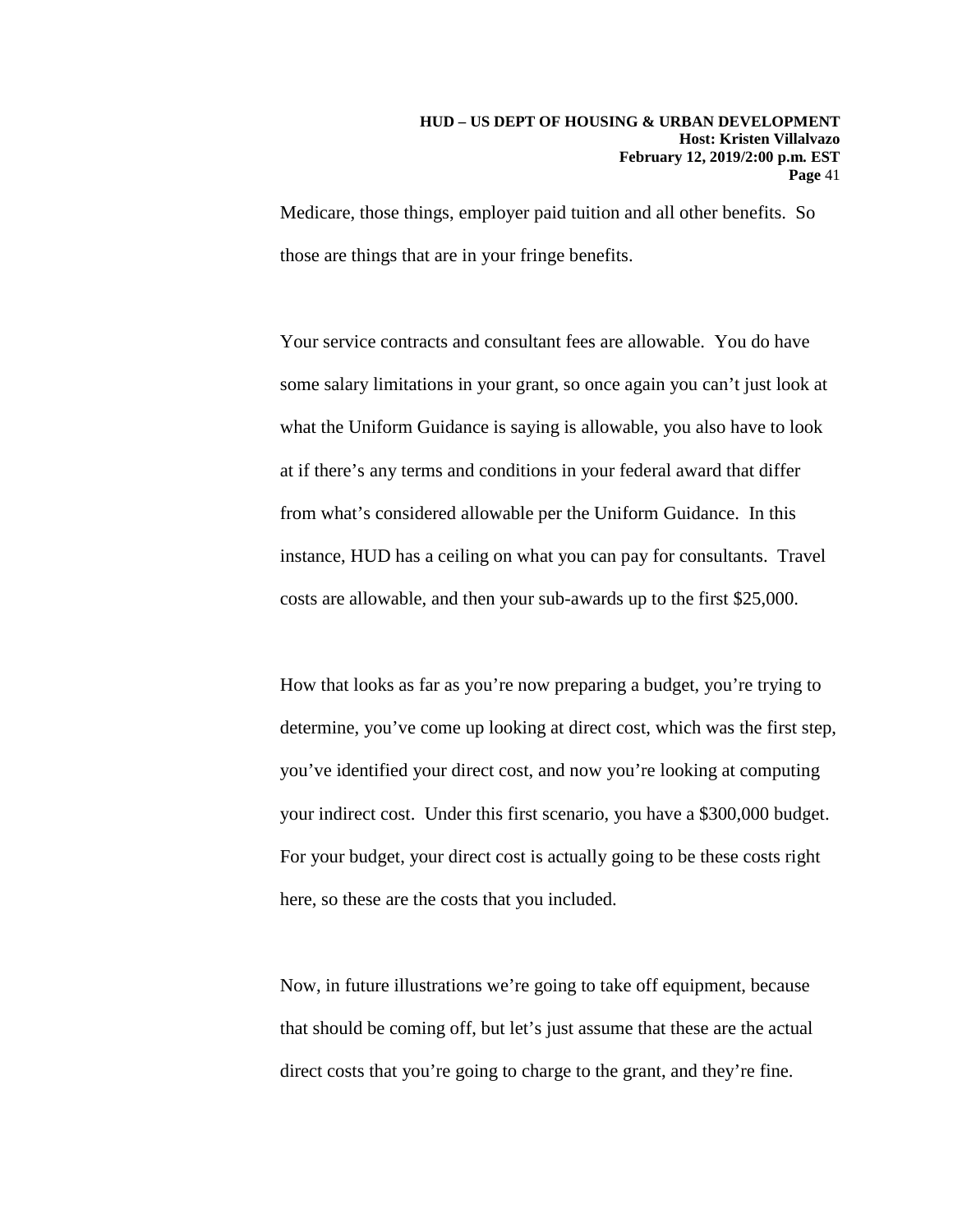Medicare, those things, employer paid tuition and all other benefits. So those are things that are in your fringe benefits.

Your service contracts and consultant fees are allowable. You do have some salary limitations in your grant, so once again you can't just look at what the Uniform Guidance is saying is allowable, you also have to look at if there's any terms and conditions in your federal award that differ from what's considered allowable per the Uniform Guidance. In this instance, HUD has a ceiling on what you can pay for consultants. Travel costs are allowable, and then your sub-awards up to the first $25,000.

How that looks as far as you're now preparing a budget, you're trying to determine, you've come up looking at direct cost, which was the first step, you've identified your direct cost, and now you're looking at computing your indirect cost. Under this first scenario, you have a $300,000 budget. For your budget, your direct cost is actually going to be these costs right here, so these are the costs that you included.

Now, in future illustrations we're going to take off equipment, because that should be coming off, but let's just assume that these are the actual direct costs that you're going to charge to the grant, and they're fine.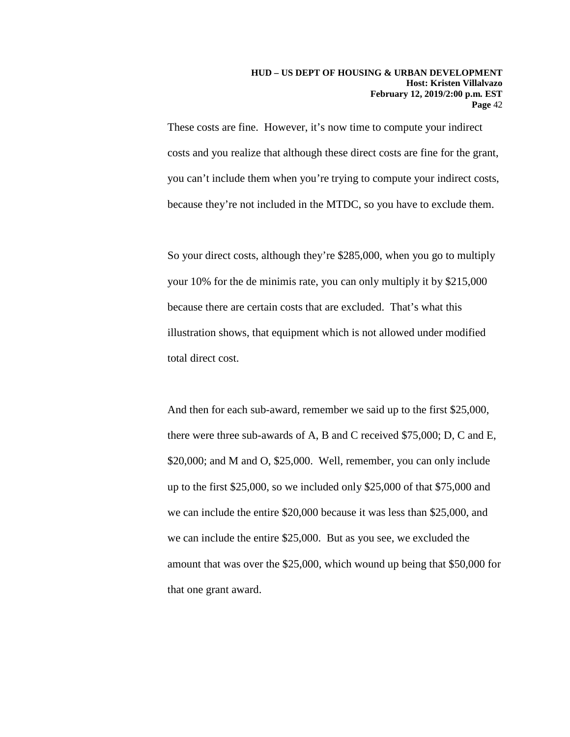These costs are fine. However, it's now time to compute your indirect costs and you realize that although these direct costs are fine for the grant, you can't include them when you're trying to compute your indirect costs, because they're not included in the MTDC, so you have to exclude them.

So your direct costs, although they're $285,000, when you go to multiply your 10% for the de minimis rate, you can only multiply it by $215,000 because there are certain costs that are excluded. That's what this illustration shows, that equipment which is not allowed under modified total direct cost.

And then for each sub-award, remember we said up to the first $25,000, there were three sub-awards of A, B and C received $75,000; D, C and E, $20,000; and M and O, $25,000. Well, remember, you can only include up to the first $25,000, so we included only $25,000 of that $75,000 and we can include the entire $20,000 because it was less than $25,000, and we can include the entire $25,000. But as you see, we excluded the amount that was over the $25,000, which wound up being that $50,000 for that one grant award.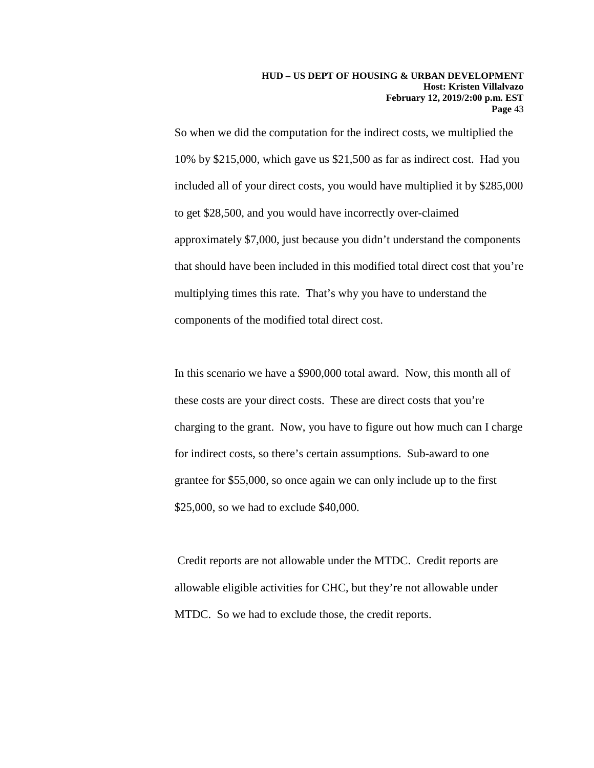So when we did the computation for the indirect costs, we multiplied the 10% by $215,000, which gave us $21,500 as far as indirect cost. Had you included all of your direct costs, you would have multiplied it by $285,000 to get $28,500, and you would have incorrectly over-claimed approximately $7,000, just because you didn't understand the components that should have been included in this modified total direct cost that you're multiplying times this rate. That's why you have to understand the components of the modified total direct cost.

In this scenario we have a $900,000 total award. Now, this month all of these costs are your direct costs. These are direct costs that you're charging to the grant. Now, you have to figure out how much can I charge for indirect costs, so there's certain assumptions. Sub-award to one grantee for $55,000, so once again we can only include up to the first $25,000, so we had to exclude $40,000.

Credit reports are not allowable under the MTDC. Credit reports are allowable eligible activities for CHC, but they're not allowable under MTDC. So we had to exclude those, the credit reports.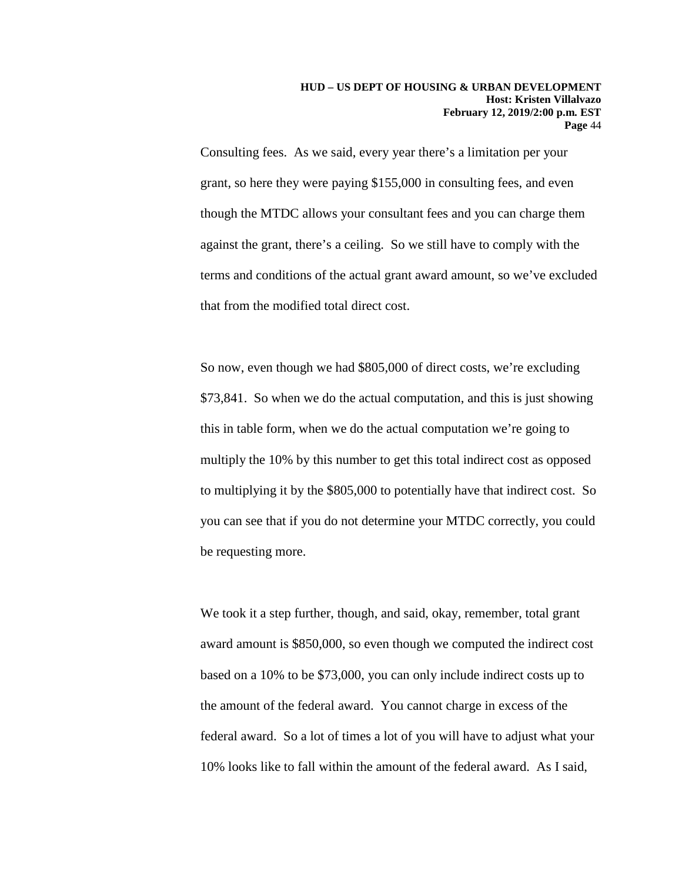Consulting fees. As we said, every year there's a limitation per your grant, so here they were paying $155,000 in consulting fees, and even though the MTDC allows your consultant fees and you can charge them against the grant, there's a ceiling. So we still have to comply with the terms and conditions of the actual grant award amount, so we've excluded that from the modified total direct cost.

So now, even though we had $805,000 of direct costs, we're excluding $73,841. So when we do the actual computation, and this is just showing this in table form, when we do the actual computation we're going to multiply the 10% by this number to get this total indirect cost as opposed to multiplying it by the $805,000 to potentially have that indirect cost. So you can see that if you do not determine your MTDC correctly, you could be requesting more.

We took it a step further, though, and said, okay, remember, total grant award amount is $850,000, so even though we computed the indirect cost based on a 10% to be $73,000, you can only include indirect costs up to the amount of the federal award. You cannot charge in excess of the federal award. So a lot of times a lot of you will have to adjust what your 10% looks like to fall within the amount of the federal award. As I said,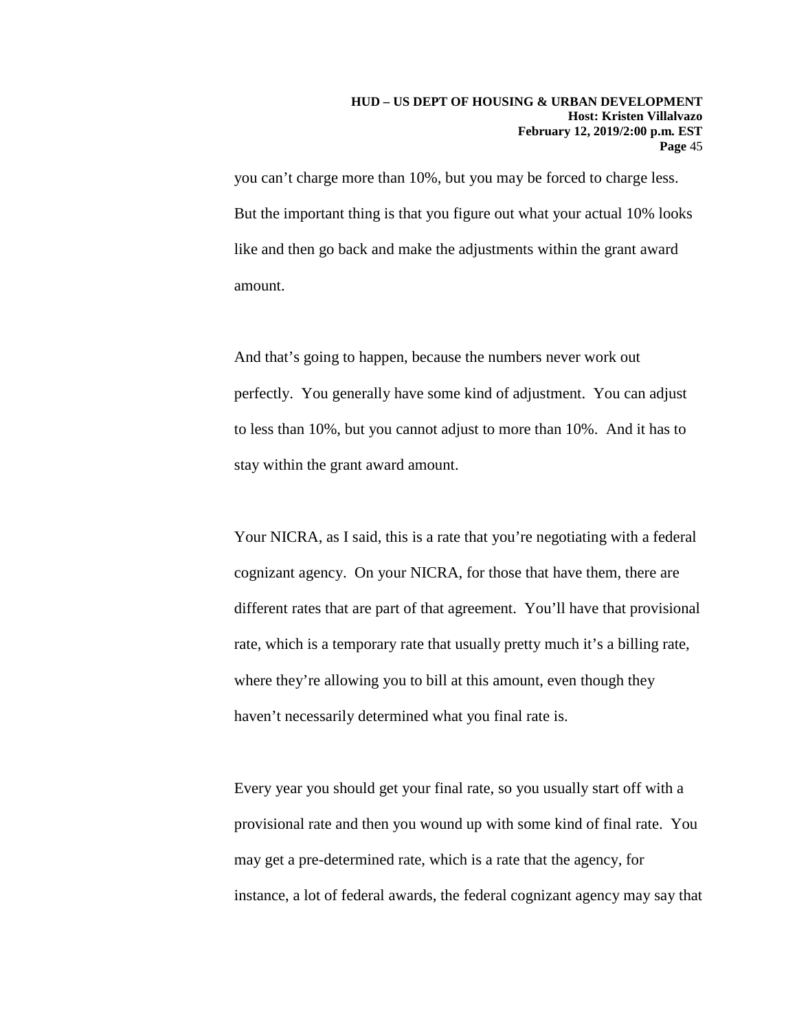you can't charge more than 10%, but you may be forced to charge less. But the important thing is that you figure out what your actual 10% looks like and then go back and make the adjustments within the grant award amount.

And that's going to happen, because the numbers never work out perfectly. You generally have some kind of adjustment. You can adjust to less than 10%, but you cannot adjust to more than 10%. And it has to stay within the grant award amount.

Your NICRA, as I said, this is a rate that you're negotiating with a federal cognizant agency. On your NICRA, for those that have them, there are different rates that are part of that agreement. You'll have that provisional rate, which is a temporary rate that usually pretty much it's a billing rate, where they're allowing you to bill at this amount, even though they haven't necessarily determined what you final rate is.

Every year you should get your final rate, so you usually start off with a provisional rate and then you wound up with some kind of final rate. You may get a pre-determined rate, which is a rate that the agency, for instance, a lot of federal awards, the federal cognizant agency may say that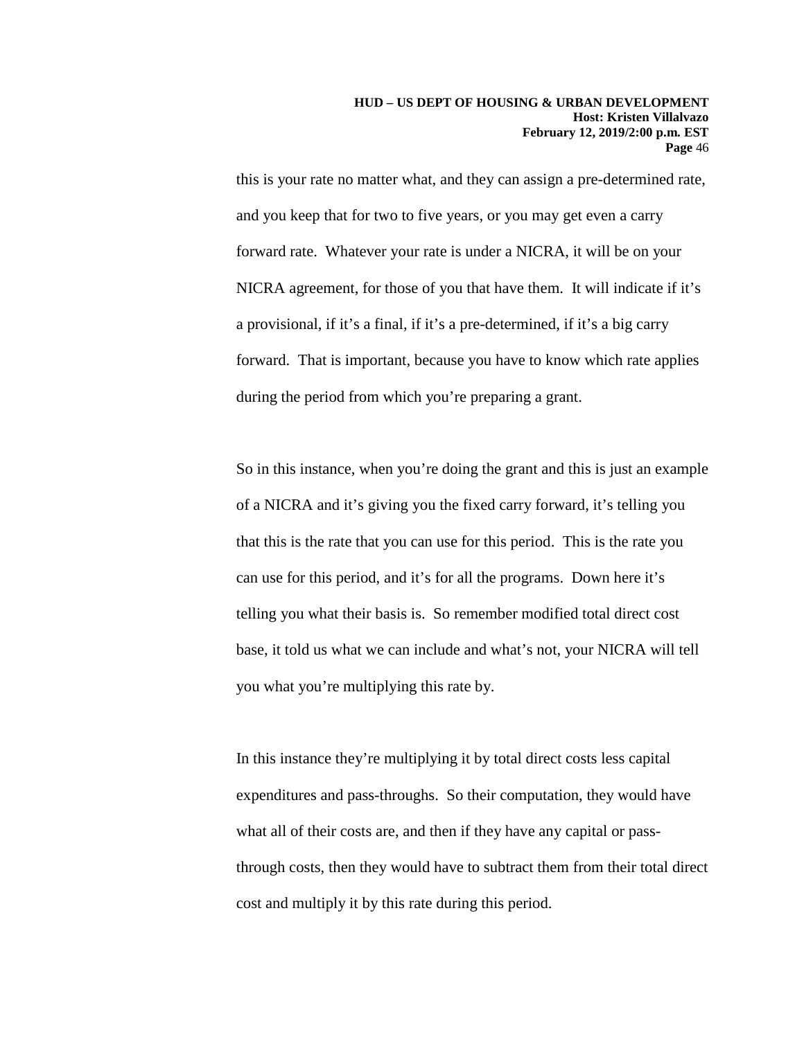this is your rate no matter what, and they can assign a pre-determined rate, and you keep that for two to five years, or you may get even a carry forward rate. Whatever your rate is under a NICRA, it will be on your NICRA agreement, for those of you that have them. It will indicate if it's a provisional, if it's a final, if it's a pre-determined, if it's a big carry forward. That is important, because you have to know which rate applies during the period from which you're preparing a grant.

So in this instance, when you're doing the grant and this is just an example of a NICRA and it's giving you the fixed carry forward, it's telling you that this is the rate that you can use for this period. This is the rate you can use for this period, and it's for all the programs. Down here it's telling you what their basis is. So remember modified total direct cost base, it told us what we can include and what's not, your NICRA will tell you what you're multiplying this rate by.

In this instance they're multiplying it by total direct costs less capital expenditures and pass-throughs. So their computation, they would have what all of their costs are, and then if they have any capital or pass-through costs, then they would have to subtract them from their total direct cost and multiply it by this rate during this period.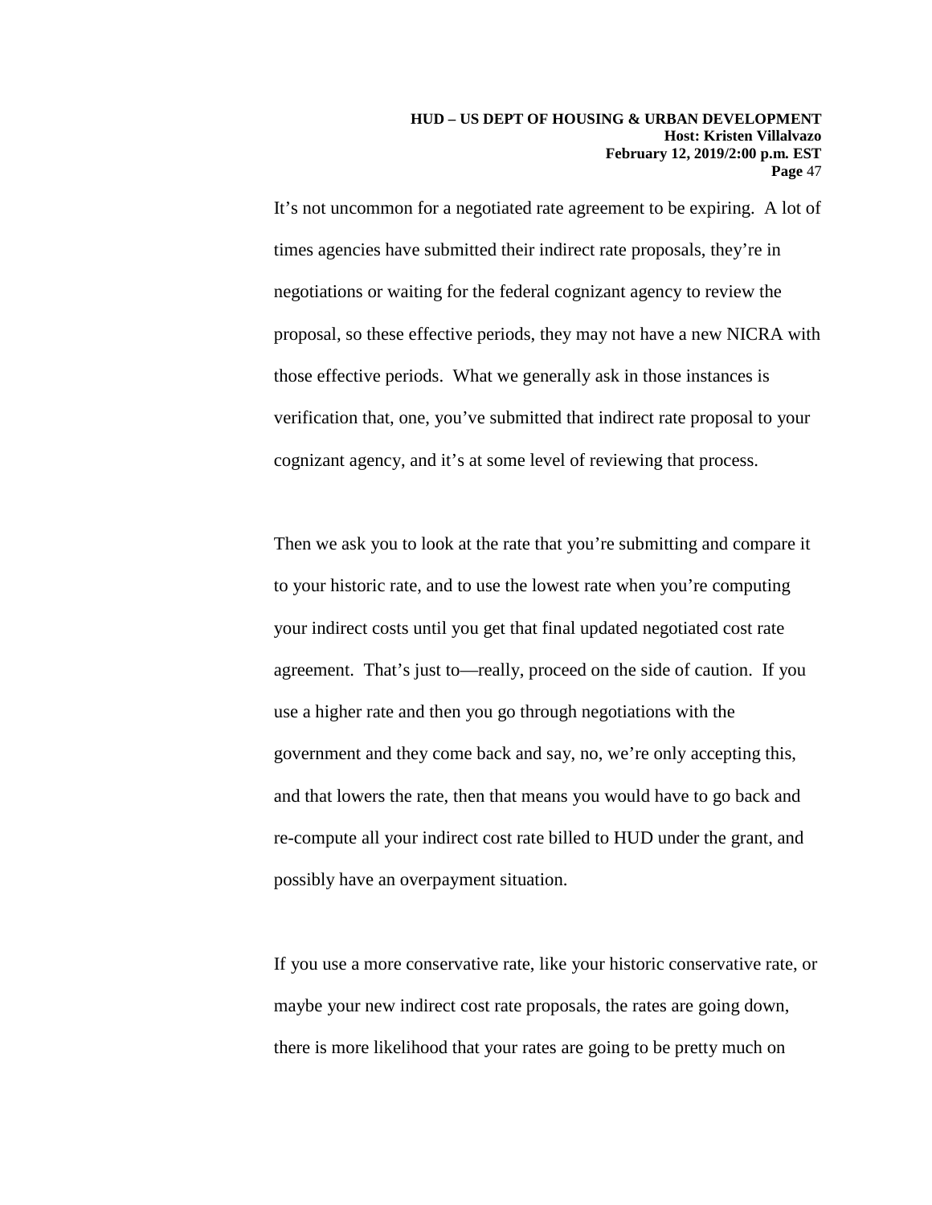It's not uncommon for a negotiated rate agreement to be expiring. A lot of times agencies have submitted their indirect rate proposals, they're in negotiations or waiting for the federal cognizant agency to review the proposal, so these effective periods, they may not have a new NICRA with those effective periods. What we generally ask in those instances is verification that, one, you've submitted that indirect rate proposal to your cognizant agency, and it's at some level of reviewing that process.

Then we ask you to look at the rate that you're submitting and compare it to your historic rate, and to use the lowest rate when you're computing your indirect costs until you get that final updated negotiated cost rate agreement. That's just to—really, proceed on the side of caution. If you use a higher rate and then you go through negotiations with the government and they come back and say, no, we're only accepting this, and that lowers the rate, then that means you would have to go back and re-compute all your indirect cost rate billed to HUD under the grant, and possibly have an overpayment situation.

If you use a more conservative rate, like your historic conservative rate, or maybe your new indirect cost rate proposals, the rates are going down, there is more likelihood that your rates are going to be pretty much on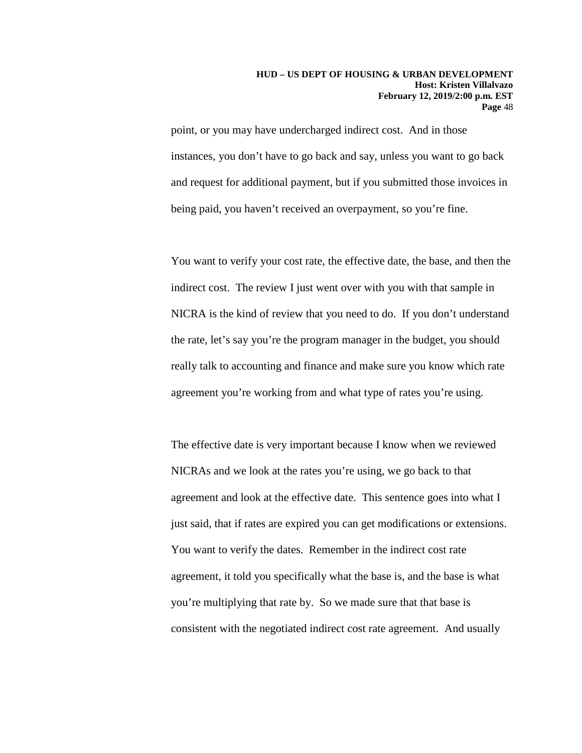point, or you may have undercharged indirect cost. And in those instances, you don't have to go back and say, unless you want to go back and request for additional payment, but if you submitted those invoices in being paid, you haven't received an overpayment, so you're fine.

You want to verify your cost rate, the effective date, the base, and then the indirect cost. The review I just went over with you with that sample in NICRA is the kind of review that you need to do. If you don't understand the rate, let's say you're the program manager in the budget, you should really talk to accounting and finance and make sure you know which rate agreement you're working from and what type of rates you're using.

The effective date is very important because I know when we reviewed NICRAs and we look at the rates you're using, we go back to that agreement and look at the effective date. This sentence goes into what I just said, that if rates are expired you can get modifications or extensions. You want to verify the dates. Remember in the indirect cost rate agreement, it told you specifically what the base is, and the base is what you're multiplying that rate by. So we made sure that that base is consistent with the negotiated indirect cost rate agreement. And usually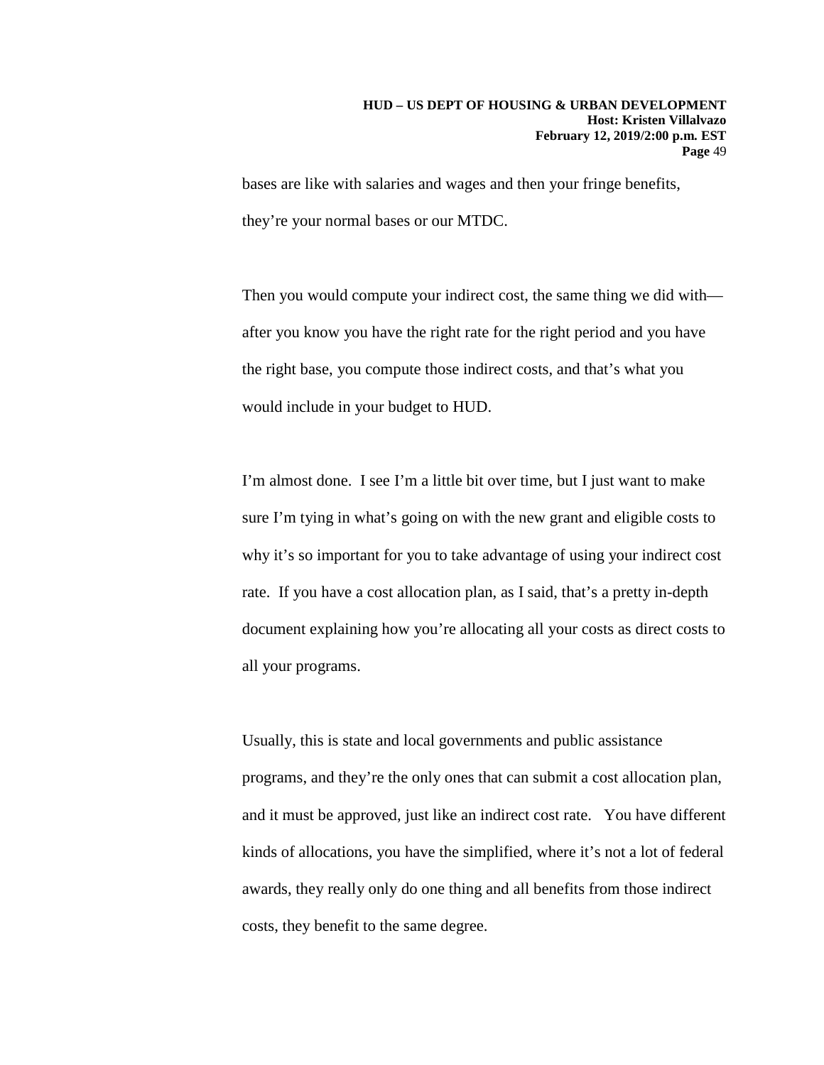bases are like with salaries and wages and then your fringe benefits, they're your normal bases or our MTDC.

Then you would compute your indirect cost, the same thing we did with—after you know you have the right rate for the right period and you have the right base, you compute those indirect costs, and that's what you would include in your budget to HUD.

I'm almost done. I see I'm a little bit over time, but I just want to make sure I'm tying in what's going on with the new grant and eligible costs to why it's so important for you to take advantage of using your indirect cost rate. If you have a cost allocation plan, as I said, that's a pretty in-depth document explaining how you're allocating all your costs as direct costs to all your programs.

Usually, this is state and local governments and public assistance programs, and they're the only ones that can submit a cost allocation plan, and it must be approved, just like an indirect cost rate. You have different kinds of allocations, you have the simplified, where it's not a lot of federal awards, they really only do one thing and all benefits from those indirect costs, they benefit to the same degree.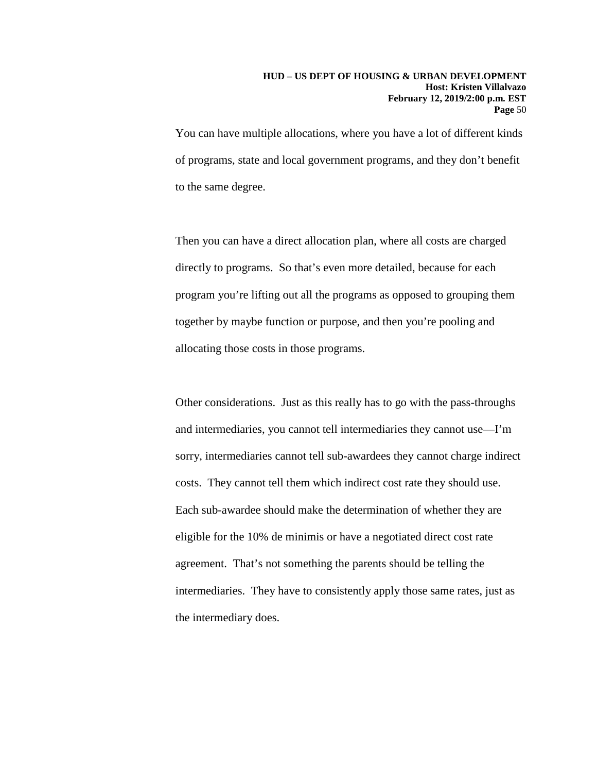You can have multiple allocations, where you have a lot of different kinds of programs, state and local government programs, and they don't benefit to the same degree.

Then you can have a direct allocation plan, where all costs are charged directly to programs. So that's even more detailed, because for each program you're lifting out all the programs as opposed to grouping them together by maybe function or purpose, and then you're pooling and allocating those costs in those programs.

Other considerations. Just as this really has to go with the pass-throughs and intermediaries, you cannot tell intermediaries they cannot use—I'm sorry, intermediaries cannot tell sub-awardees they cannot charge indirect costs. They cannot tell them which indirect cost rate they should use. Each sub-awardee should make the determination of whether they are eligible for the 10% de minimis or have a negotiated direct cost rate agreement. That's not something the parents should be telling the intermediaries. They have to consistently apply those same rates, just as the intermediary does.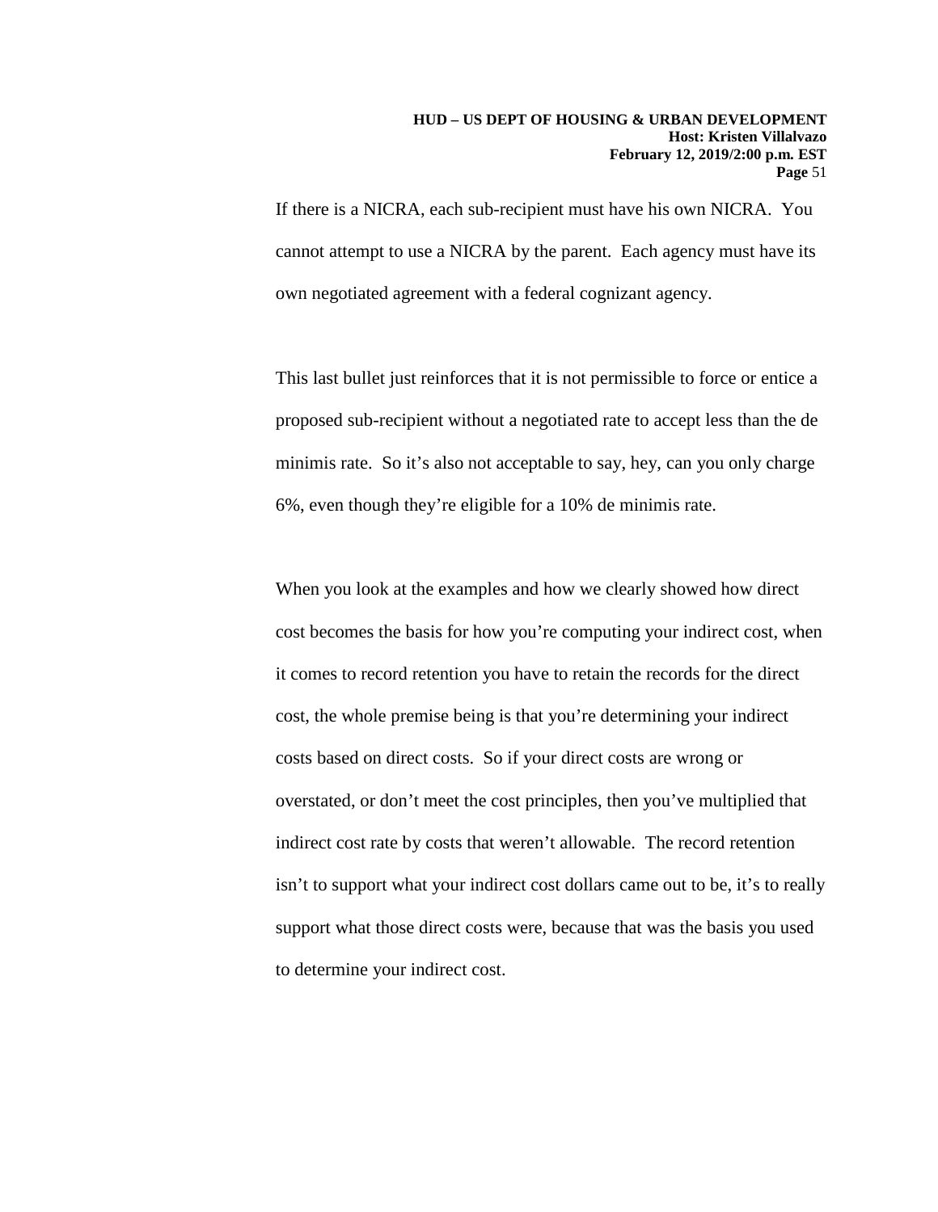If there is a NICRA, each sub-recipient must have his own NICRA. You cannot attempt to use a NICRA by the parent. Each agency must have its own negotiated agreement with a federal cognizant agency.

This last bullet just reinforces that it is not permissible to force or entice a proposed sub-recipient without a negotiated rate to accept less than the de minimis rate. So it's also not acceptable to say, hey, can you only charge 6%, even though they're eligible for a 10% de minimis rate.

When you look at the examples and how we clearly showed how direct cost becomes the basis for how you're computing your indirect cost, when it comes to record retention you have to retain the records for the direct cost, the whole premise being is that you're determining your indirect costs based on direct costs. So if your direct costs are wrong or overstated, or don't meet the cost principles, then you've multiplied that indirect cost rate by costs that weren't allowable. The record retention isn't to support what your indirect cost dollars came out to be, it's to really support what those direct costs were, because that was the basis you used to determine your indirect cost.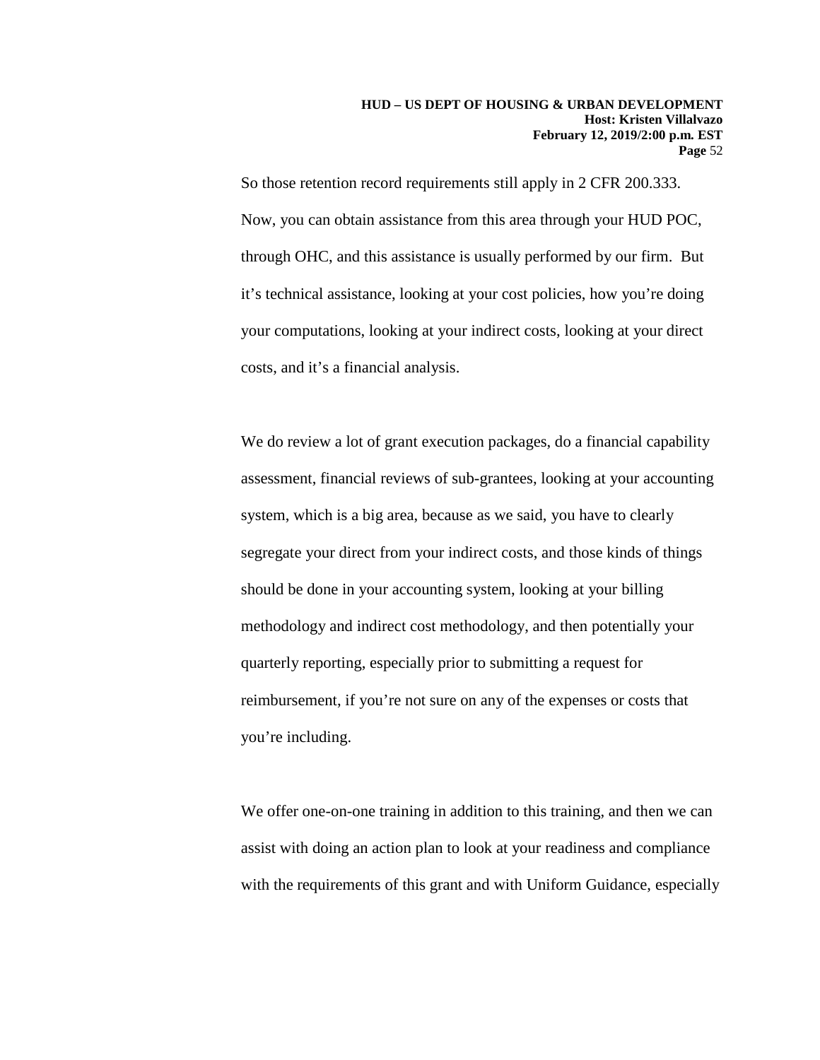So those retention record requirements still apply in 2 CFR 200.333. Now, you can obtain assistance from this area through your HUD POC, through OHC, and this assistance is usually performed by our firm. But it's technical assistance, looking at your cost policies, how you're doing your computations, looking at your indirect costs, looking at your direct costs, and it's a financial analysis.

We do review a lot of grant execution packages, do a financial capability assessment, financial reviews of sub-grantees, looking at your accounting system, which is a big area, because as we said, you have to clearly segregate your direct from your indirect costs, and those kinds of things should be done in your accounting system, looking at your billing methodology and indirect cost methodology, and then potentially your quarterly reporting, especially prior to submitting a request for reimbursement, if you're not sure on any of the expenses or costs that you're including.

We offer one-on-one training in addition to this training, and then we can assist with doing an action plan to look at your readiness and compliance with the requirements of this grant and with Uniform Guidance, especially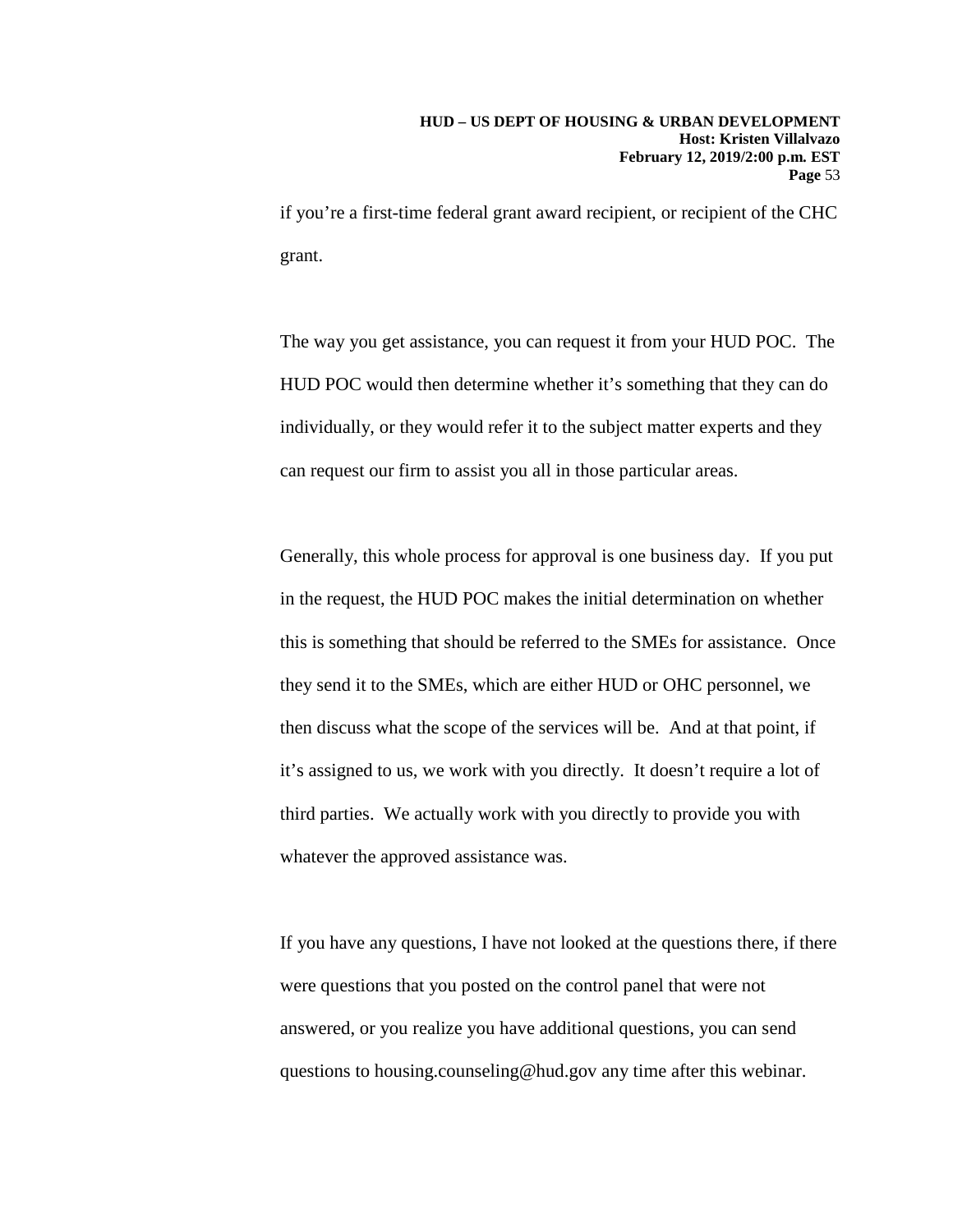if you're a first-time federal grant award recipient, or recipient of the CHC grant.

The way you get assistance, you can request it from your HUD POC. The HUD POC would then determine whether it's something that they can do individually, or they would refer it to the subject matter experts and they can request our firm to assist you all in those particular areas.

Generally, this whole process for approval is one business day. If you put in the request, the HUD POC makes the initial determination on whether this is something that should be referred to the SMEs for assistance. Once they send it to the SMEs, which are either HUD or OHC personnel, we then discuss what the scope of the services will be. And at that point, if it's assigned to us, we work with you directly. It doesn't require a lot of third parties. We actually work with you directly to provide you with whatever the approved assistance was.

If you have any questions, I have not looked at the questions there, if there were questions that you posted on the control panel that were not answered, or you realize you have additional questions, you can send questions to housing.counseling@hud.gov any time after this webinar.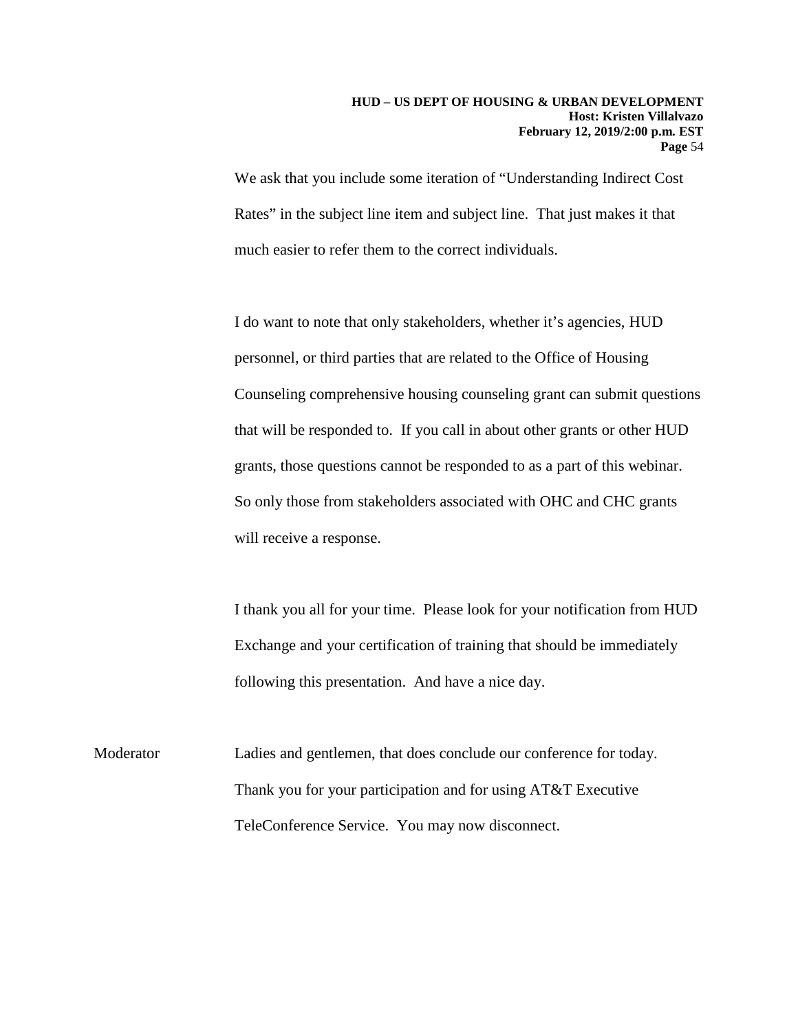We ask that you include some iteration of "Understanding Indirect Cost Rates" in the subject line item and subject line. That just makes it that much easier to refer them to the correct individuals.

I do want to note that only stakeholders, whether it's agencies, HUD personnel, or third parties that are related to the Office of Housing Counseling comprehensive housing counseling grant can submit questions that will be responded to. If you call in about other grants or other HUD grants, those questions cannot be responded to as a part of this webinar. So only those from stakeholders associated with OHC and CHC grants will receive a response.

I thank you all for your time. Please look for your notification from HUD Exchange and your certification of training that should be immediately following this presentation. And have a nice day.

Moderator: Ladies and gentlemen, that does conclude our conference for today. Thank you for your participation and for using AT&T Executive TeleConference Service. You may now disconnect.